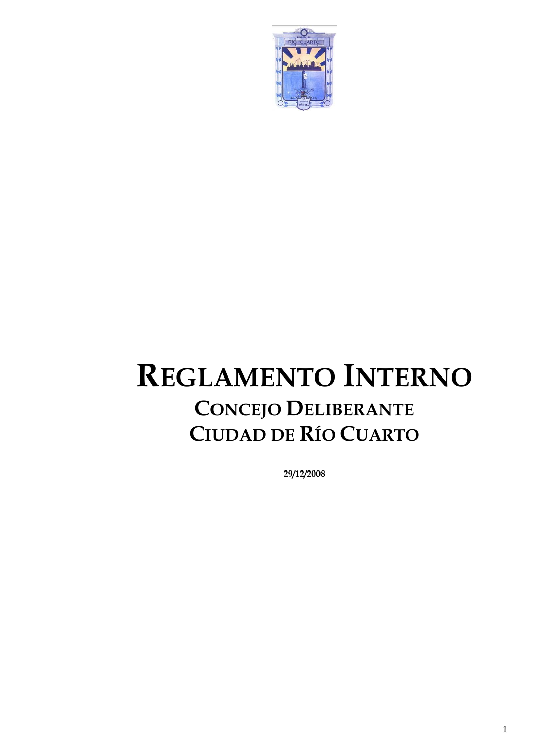# REGLAMENTO INTERNO

## CONCEJO DELIBERANTE
## CIUDAD DE RÍO CUARTO

**29/12/2008**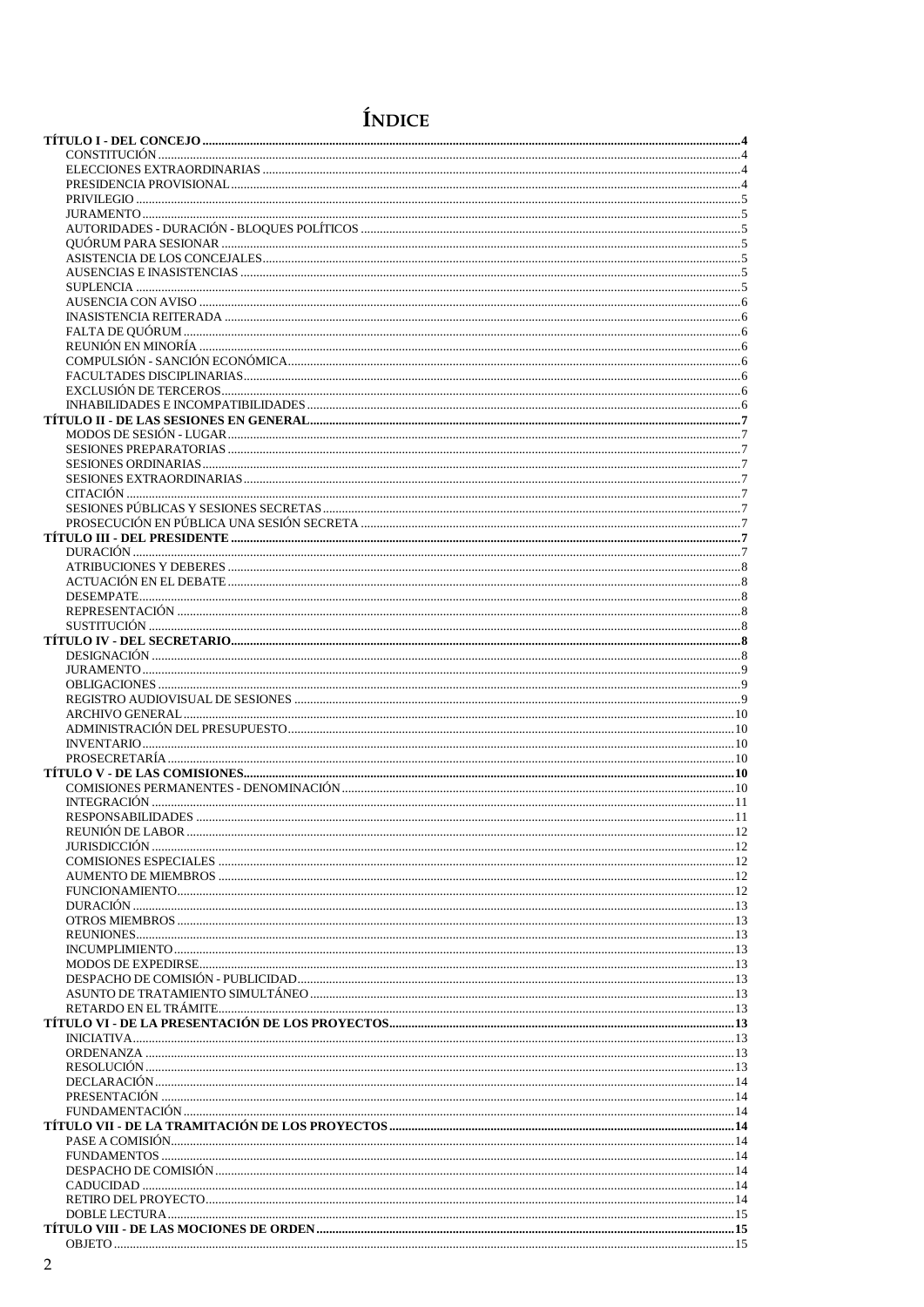# ÍNDICE

**TÍTULO I - DEL CONCEJO** ..... 4
- CONSTITUCIÓN ..... 4
- ELECCIONES EXTRAORDINARIAS ..... 4
- PRESIDENCIA PROVISIONAL ..... 4
- PRIVILEGIO ..... 5
- JURAMENTO ..... 5
- AUTORIDADES - DURACIÓN - BLOQUES POLÍTICOS ..... 5
- QUÓRUM PARA SESIONAR ..... 5
- ASISTENCIA DE LOS CONCEJALES ..... 5
- AUSENCIAS E INASISTENCIAS ..... 5
- SUPLENCIA ..... 5
- AUSENCIA CON AVISO ..... 6
- INASISTENCIA REITERADA ..... 6
- FALTA DE QUÓRUM ..... 6
- REUNIÓN EN MINORÍA ..... 6
- COMPULSIÓN - SANCIÓN ECONÓMICA ..... 6
- FACULTADES DISCIPLINARIAS ..... 6
- EXCLUSIÓN DE TERCEROS ..... 6
- INHABILIDADES E INCOMPATIBILIDADES ..... 6

**TÍTULO II - DE LAS SESIONES EN GENERAL** ..... 7
- MODOS DE SESIÓN - LUGAR ..... 7
- SESIONES PREPARATORIAS ..... 7
- SESIONES ORDINARIAS ..... 7
- SESIONES EXTRAORDINARIAS ..... 7
- CITACIÓN ..... 7
- SESIONES PÚBLICAS Y SESIONES SECRETAS ..... 7
- PROSECUCIÓN EN PÚBLICA UNA SESIÓN SECRETA ..... 7

**TÍTULO III - DEL PRESIDENTE** ..... 7
- DURACIÓN ..... 7
- ATRIBUCIONES Y DEBERES ..... 8
- ACTUACIÓN EN EL DEBATE ..... 8
- DESEMPATE ..... 8
- REPRESENTACIÓN ..... 8
- SUSTITUCIÓN ..... 8

**TÍTULO IV - DEL SECRETARIO** ..... 8
- DESIGNACIÓN ..... 8
- JURAMENTO ..... 9
- OBLIGACIONES ..... 9
- REGISTRO AUDIOVISUAL DE SESIONES ..... 9
- ARCHIVO GENERAL ..... 10
- ADMINISTRACIÓN DEL PRESUPUESTO ..... 10
- INVENTARIO ..... 10
- PROSECRETARÍA ..... 10

**TÍTULO V - DE LAS COMISIONES** ..... 10
- COMISIONES PERMANENTES - DENOMINACIÓN ..... 10
- INTEGRACIÓN ..... 11
- RESPONSABILIDADES ..... 11
- REUNIÓN DE LABOR ..... 12
- JURISDICCIÓN ..... 12
- COMISIONES ESPECIALES ..... 12
- AUMENTO DE MIEMBROS ..... 12
- FUNCIONAMIENTO ..... 12
- DURACIÓN ..... 13
- OTROS MIEMBROS ..... 13
- REUNIONES ..... 13
- INCUMPLIMIENTO ..... 13
- MODOS DE EXPEDIRSE ..... 13
- DESPACHO DE COMISIÓN - PUBLICIDAD ..... 13
- ASUNTO DE TRATAMIENTO SIMULTÁNEO ..... 13
- RETARDO EN EL TRÁMITE ..... 13

**TÍTULO VI - DE LA PRESENTACIÓN DE LOS PROYECTOS** ..... 13
- INICIATIVA ..... 13
- ORDENANZA ..... 13
- RESOLUCIÓN ..... 13
- DECLARACIÓN ..... 14
- PRESENTACIÓN ..... 14
- FUNDAMENTACIÓN ..... 14

**TÍTULO VII - DE LA TRAMITACIÓN DE LOS PROYECTOS** ..... 14
- PASE A COMISIÓN ..... 14
- FUNDAMENTOS ..... 14
- DESPACHO DE COMISIÓN ..... 14
- CADUCIDAD ..... 14
- RETIRO DEL PROYECTO ..... 14
- DOBLE LECTURA ..... 15

**TÍTULO VIII - DE LAS MOCIONES DE ORDEN** ..... 15
- OBJETO ..... 15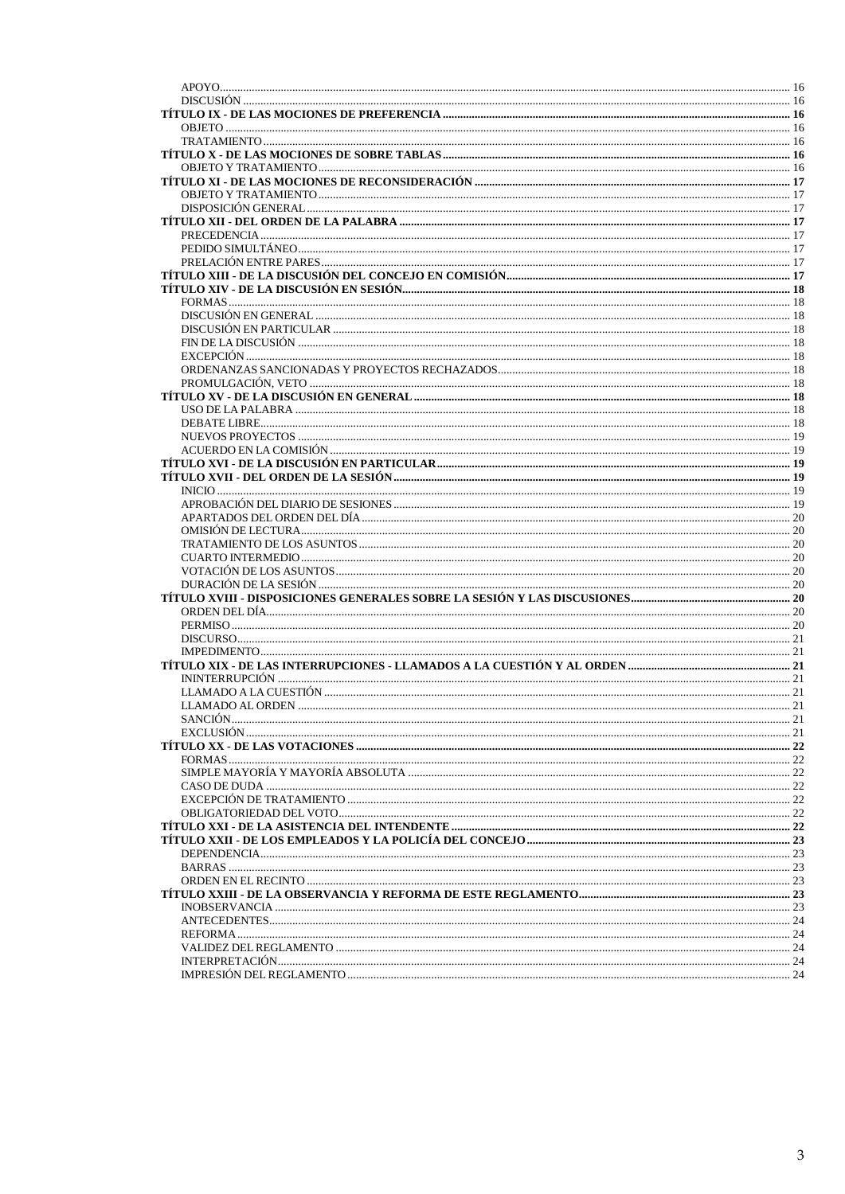APOYO ..... 16
DISCUSIÓN ..... 16
**TÍTULO IX - DE LAS MOCIONES DE PREFERENCIA ..... 16**
OBJETO ..... 16
TRATAMIENTO ..... 16
**TÍTULO X - DE LAS MOCIONES DE SOBRE TABLAS ..... 16**
OBJETO Y TRATAMIENTO ..... 16
**TÍTULO XI - DE LAS MOCIONES DE RECONSIDERACIÓN ..... 17**
OBJETO Y TRATAMIENTO ..... 17
DISPOSICIÓN GENERAL ..... 17
**TÍTULO XII - DEL ORDEN DE LA PALABRA ..... 17**
PRECEDENCIA ..... 17
PEDIDO SIMULTÁNEO ..... 17
PRELACIÓN ENTRE PARES ..... 17
**TÍTULO XIII - DE LA DISCUSIÓN DEL CONCEJO EN COMISIÓN ..... 17**
**TÍTULO XIV - DE LA DISCUSIÓN EN SESIÓN ..... 18**
FORMAS ..... 18
DISCUSIÓN EN GENERAL ..... 18
DISCUSIÓN EN PARTICULAR ..... 18
FIN DE LA DISCUSIÓN ..... 18
EXCEPCIÓN ..... 18
ORDENANZAS SANCIONADAS Y PROYECTOS RECHAZADOS ..... 18
PROMULGACIÓN, VETO ..... 18
**TÍTULO XV - DE LA DISCUSIÓN EN GENERAL ..... 18**
USO DE LA PALABRA ..... 18
DEBATE LIBRE ..... 18
NUEVOS PROYECTOS ..... 19
ACUERDO EN LA COMISIÓN ..... 19
**TÍTULO XVI - DE LA DISCUSIÓN EN PARTICULAR ..... 19**
**TÍTULO XVII - DEL ORDEN DE LA SESIÓN ..... 19**
INICIO ..... 19
APROBACIÓN DEL DIARIO DE SESIONES ..... 19
APARTADOS DEL ORDEN DEL DÍA ..... 20
OMISIÓN DE LECTURA ..... 20
TRATAMIENTO DE LOS ASUNTOS ..... 20
CUARTO INTERMEDIO ..... 20
VOTACIÓN DE LOS ASUNTOS ..... 20
DURACIÓN DE LA SESIÓN ..... 20
**TÍTULO XVIII - DISPOSICIONES GENERALES SOBRE LA SESIÓN Y LAS DISCUSIONES ..... 20**
ORDEN DEL DÍA ..... 20
PERMISO ..... 20
DISCURSO ..... 21
IMPEDIMENTO ..... 21
**TÍTULO XIX - DE LAS INTERRUPCIONES - LLAMADOS A LA CUESTIÓN Y AL ORDEN ..... 21**
ININTERRUPCIÓN ..... 21
LLAMADO A LA CUESTIÓN ..... 21
LLAMADO AL ORDEN ..... 21
SANCIÓN ..... 21
EXCLUSIÓN ..... 21
**TÍTULO XX - DE LAS VOTACIONES ..... 22**
FORMAS ..... 22
SIMPLE MAYORÍA Y MAYORÍA ABSOLUTA ..... 22
CASO DE DUDA ..... 22
EXCEPCIÓN DE TRATAMIENTO ..... 22
OBLIGATORIEDAD DEL VOTO ..... 22
**TÍTULO XXI - DE LA ASISTENCIA DEL INTENDENTE ..... 22**
**TÍTULO XXII - DE LOS EMPLEADOS Y LA POLICÍA DEL CONCEJO ..... 23**
DEPENDENCIA ..... 23
BARRAS ..... 23
ORDEN EN EL RECINTO ..... 23
**TÍTULO XXIII - DE LA OBSERVANCIA Y REFORMA DE ESTE REGLAMENTO ..... 23**
INOBSERVANCIA ..... 23
ANTECEDENTES ..... 24
REFORMA ..... 24
VALIDEZ DEL REGLAMENTO ..... 24
INTERPRETACIÓN ..... 24
IMPRESIÓN DEL REGLAMENTO ..... 24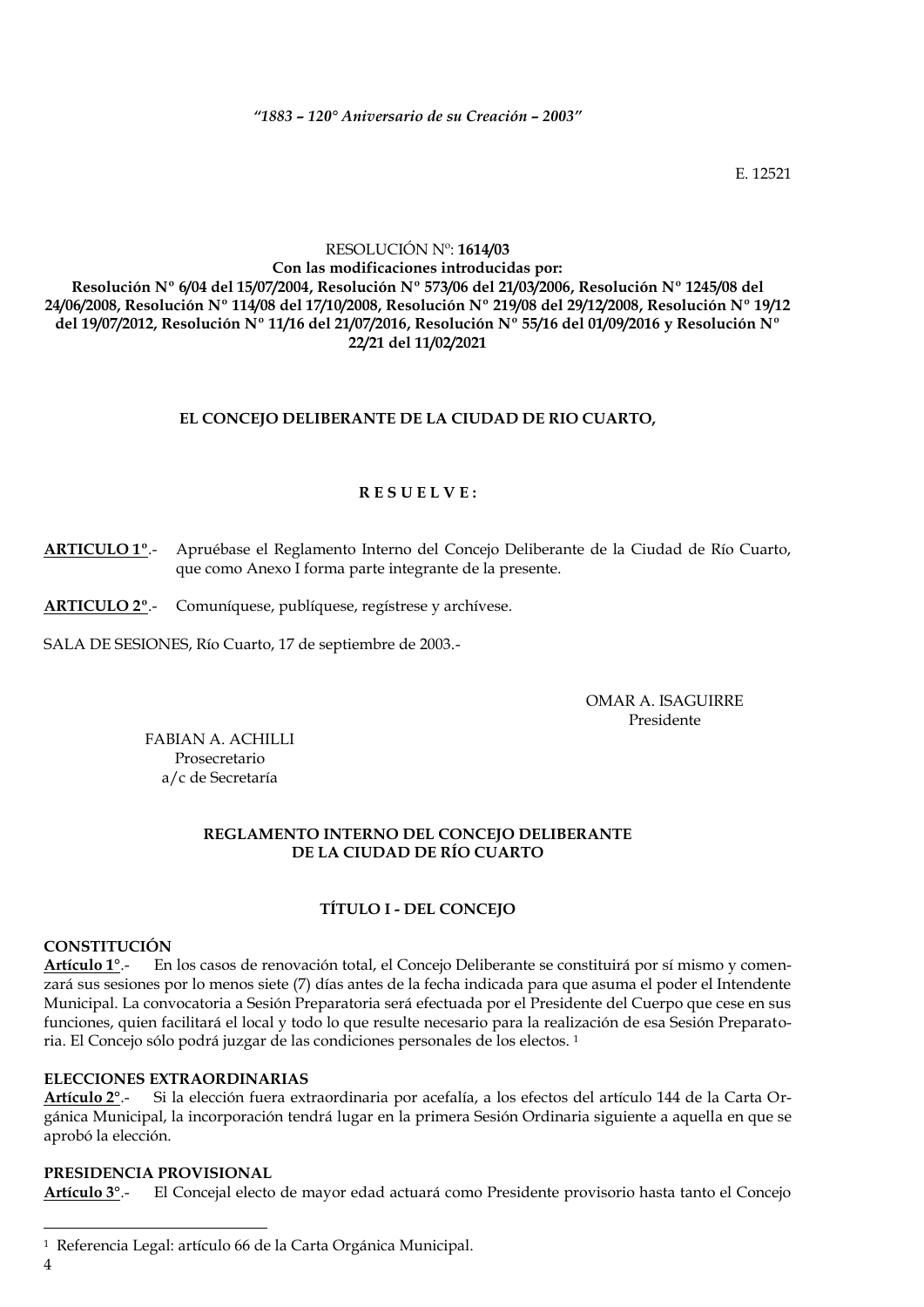*"1883 – 120° Aniversario de su Creación – 2003"*

E. 12521

RESOLUCIÓN Nº: **1614/03**

**Con las modificaciones introducidas por:**

**Resolución Nº 6/04 del 15/07/2004, Resolución Nº 573/06 del 21/03/2006, Resolución Nº 1245/08 del 24/06/2008, Resolución Nº 114/08 del 17/10/2008, Resolución Nº 219/08 del 29/12/2008, Resolución Nº 19/12 del 19/07/2012, Resolución Nº 11/16 del 21/07/2016, Resolución Nº 55/16 del 01/09/2016 y Resolución Nº 22/21 del 11/02/2021**

**EL CONCEJO DELIBERANTE DE LA CIUDAD DE RIO CUARTO,**

**R E S U E L V E :**

**ARTICULO 1º**.- Apruébase el Reglamento Interno del Concejo Deliberante de la Ciudad de Río Cuarto, que como Anexo I forma parte integrante de la presente.

**ARTICULO 2º**.- Comuníquese, publíquese, regístrese y archívese.

SALA DE SESIONES, Río Cuarto, 17 de septiembre de 2003.-

OMAR A. ISAGUIRRE
Presidente

FABIAN A. ACHILLI
Prosecretario
a/c de Secretaría

## REGLAMENTO INTERNO DEL CONCEJO DELIBERANTE DE LA CIUDAD DE RÍO CUARTO

### TÍTULO I - DEL CONCEJO

**CONSTITUCIÓN**

**Artículo 1°**.- En los casos de renovación total, el Concejo Deliberante se constituirá por sí mismo y comenzará sus sesiones por lo menos siete (7) días antes de la fecha indicada para que asuma el poder el Intendente Municipal. La convocatoria a Sesión Preparatoria será efectuada por el Presidente del Cuerpo que cese en sus funciones, quien facilitará el local y todo lo que resulte necesario para la realización de esa Sesión Preparatoria. El Concejo sólo podrá juzgar de las condiciones personales de los electos. [1]

**ELECCIONES EXTRAORDINARIAS**

**Artículo 2°**.- Si la elección fuera extraordinaria por acefalía, a los efectos del artículo 144 de la Carta Orgánica Municipal, la incorporación tendrá lugar en la primera Sesión Ordinaria siguiente a aquella en que se aprobó la elección.

**PRESIDENCIA PROVISIONAL**

**Artículo 3°**.- El Concejal electo de mayor edad actuará como Presidente provisorio hasta tanto el Concejo

---

[1] Referencia Legal: artículo 66 de la Carta Orgánica Municipal.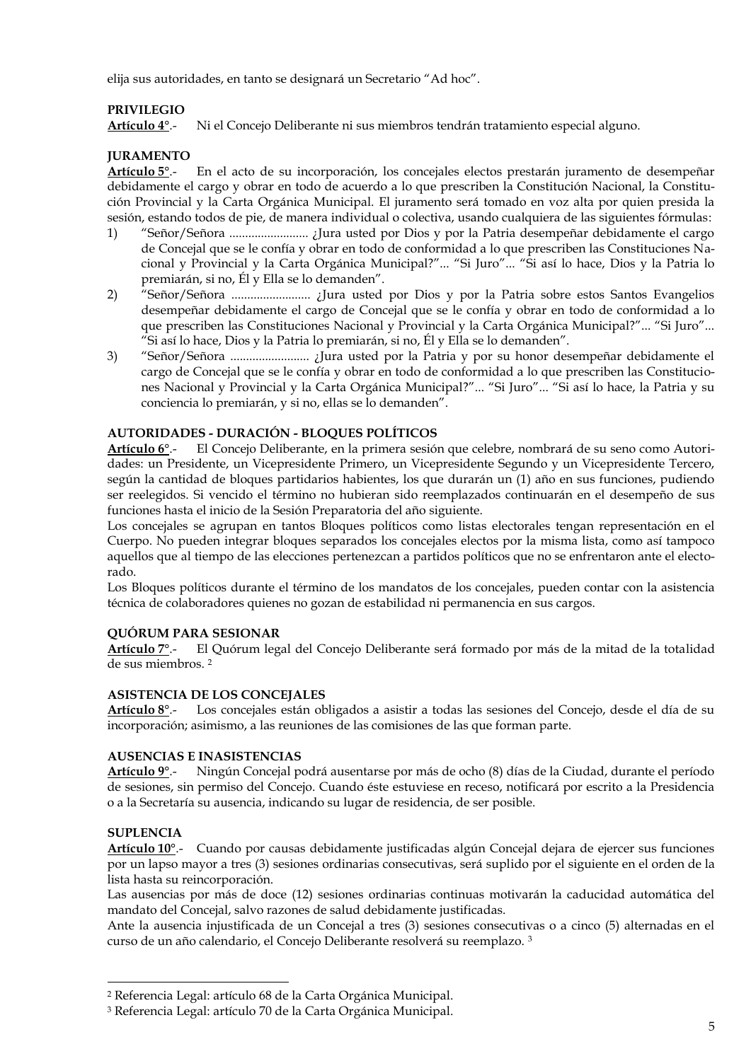elija sus autoridades, en tanto se designará un Secretario “Ad hoc”.

**PRIVILEGIO**
**Artículo 4°**.- Ni el Concejo Deliberante ni sus miembros tendrán tratamiento especial alguno.

**JURAMENTO**
**Artículo 5°**.- En el acto de su incorporación, los concejales electos prestarán juramento de desempeñar debidamente el cargo y obrar en todo de acuerdo a lo que prescriben la Constitución Nacional, la Constitución Provincial y la Carta Orgánica Municipal. El juramento será tomado en voz alta por quien presida la sesión, estando todos de pie, de manera individual o colectiva, usando cualquiera de las siguientes fórmulas:

1) “Señor/Señora ......................... ¿Jura usted por Dios y por la Patria desempeñar debidamente el cargo de Concejal que se le confía y obrar en todo de conformidad a lo que prescriben las Constituciones Nacional y Provincial y la Carta Orgánica Municipal?”... “Si Juro”... “Si así lo hace, Dios y la Patria lo premiarán, si no, Él y Ella se lo demanden”.
2) “Señor/Señora ......................... ¿Jura usted por Dios y por la Patria sobre estos Santos Evangelios desempeñar debidamente el cargo de Concejal que se le confía y obrar en todo de conformidad a lo que prescriben las Constituciones Nacional y Provincial y la Carta Orgánica Municipal?”... “Si Juro”... “Si así lo hace, Dios y la Patria lo premiarán, si no, Él y Ella se lo demanden”.
3) “Señor/Señora ......................... ¿Jura usted por la Patria y por su honor desempeñar debidamente el cargo de Concejal que se le confía y obrar en todo de conformidad a lo que prescriben las Constituciones Nacional y Provincial y la Carta Orgánica Municipal?”... “Si Juro”... “Si así lo hace, la Patria y su conciencia lo premiarán, y si no, ellas se lo demanden”.

**AUTORIDADES - DURACIÓN - BLOQUES POLÍTICOS**
**Artículo 6°**.- El Concejo Deliberante, en la primera sesión que celebre, nombrará de su seno como Autoridades: un Presidente, un Vicepresidente Primero, un Vicepresidente Segundo y un Vicepresidente Tercero, según la cantidad de bloques partidarios habientes, los que durarán un (1) año en sus funciones, pudiendo ser reelegidos. Si vencido el término no hubieran sido reemplazados continuarán en el desempeño de sus funciones hasta el inicio de la Sesión Preparatoria del año siguiente.
Los concejales se agrupan en tantos Bloques políticos como listas electorales tengan representación en el Cuerpo. No pueden integrar bloques separados los concejales electos por la misma lista, como así tampoco aquellos que al tiempo de las elecciones pertenezcan a partidos políticos que no se enfrentaron ante el electorado.
Los Bloques políticos durante el término de los mandatos de los concejales, pueden contar con la asistencia técnica de colaboradores quienes no gozan de estabilidad ni permanencia en sus cargos.

**QUÓRUM PARA SESIONAR**
**Artículo 7°**.- El Quórum legal del Concejo Deliberante será formado por más de la mitad de la totalidad de sus miembros. [2]

**ASISTENCIA DE LOS CONCEJALES**
**Artículo 8°**.- Los concejales están obligados a asistir a todas las sesiones del Concejo, desde el día de su incorporación; asimismo, a las reuniones de las comisiones de las que forman parte.

**AUSENCIAS E INASISTENCIAS**
**Artículo 9°**.- Ningún Concejal podrá ausentarse por más de ocho (8) días de la Ciudad, durante el período de sesiones, sin permiso del Concejo. Cuando éste estuviese en receso, notificará por escrito a la Presidencia o a la Secretaría su ausencia, indicando su lugar de residencia, de ser posible.

**SUPLENCIA**
**Artículo 10°**.- Cuando por causas debidamente justificadas algún Concejal dejara de ejercer sus funciones por un lapso mayor a tres (3) sesiones ordinarias consecutivas, será suplido por el siguiente en el orden de la lista hasta su reincorporación.
Las ausencias por más de doce (12) sesiones ordinarias continuas motivarán la caducidad automática del mandato del Concejal, salvo razones de salud debidamente justificadas.
Ante la ausencia injustificada de un Concejal a tres (3) sesiones consecutivas o a cinco (5) alternadas en el curso de un año calendario, el Concejo Deliberante resolverá su reemplazo. [3]

---

[2] Referencia Legal: artículo 68 de la Carta Orgánica Municipal.
[3] Referencia Legal: artículo 70 de la Carta Orgánica Municipal.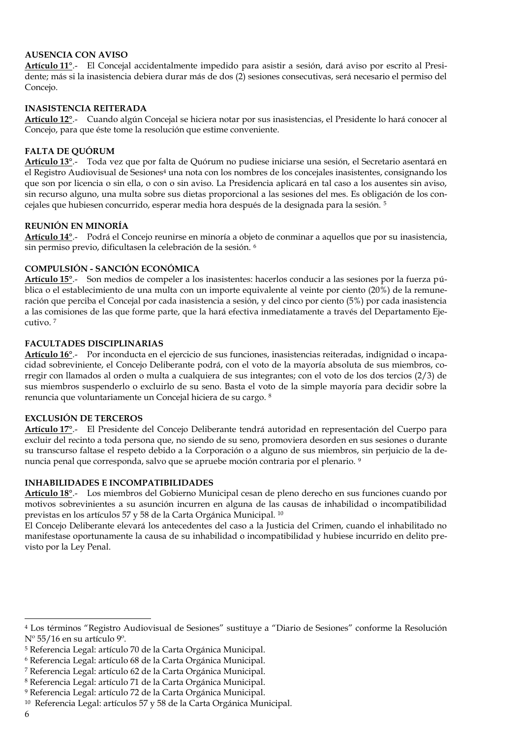**AUSENCIA CON AVISO**

**Artículo 11°**.- El Concejal accidentalmente impedido para asistir a sesión, dará aviso por escrito al Presidente; más si la inasistencia debiera durar más de dos (2) sesiones consecutivas, será necesario el permiso del Concejo.

**INASISTENCIA REITERADA**

**Artículo 12°**.- Cuando algún Concejal se hiciera notar por sus inasistencias, el Presidente lo hará conocer al Concejo, para que éste tome la resolución que estime conveniente.

**FALTA DE QUÓRUM**

**Artículo 13°**.- Toda vez que por falta de Quórum no pudiese iniciarse una sesión, el Secretario asentará en el Registro Audiovisual de Sesiones[4] una nota con los nombres de los concejales inasistentes, consignando los que son por licencia o sin ella, o con o sin aviso. La Presidencia aplicará en tal caso a los ausentes sin aviso, sin recurso alguno, una multa sobre sus dietas proporcional a las sesiones del mes. Es obligación de los concejales que hubiesen concurrido, esperar media hora después de la designada para la sesión. [5]

**REUNIÓN EN MINORÍA**

**Artículo 14°**.- Podrá el Concejo reunirse en minoría a objeto de conminar a aquellos que por su inasistencia, sin permiso previo, dificultasen la celebración de la sesión. [6]

**COMPULSIÓN - SANCIÓN ECONÓMICA**

**Artículo 15°**.- Son medios de compeler a los inasistentes: hacerlos conducir a las sesiones por la fuerza pública o el establecimiento de una multa con un importe equivalente al veinte por ciento (20%) de la remuneración que perciba el Concejal por cada inasistencia a sesión, y del cinco por ciento (5%) por cada inasistencia a las comisiones de las que forme parte, que la hará efectiva inmediatamente a través del Departamento Ejecutivo. [7]

**FACULTADES DISCIPLINARIAS**

**Artículo 16°**.- Por inconducta en el ejercicio de sus funciones, inasistencias reiteradas, indignidad o incapacidad sobreviniente, el Concejo Deliberante podrá, con el voto de la mayoría absoluta de sus miembros, corregir con llamados al orden o multa a cualquiera de sus integrantes; con el voto de los dos tercios (2/3) de sus miembros suspenderlo o excluirlo de su seno. Basta el voto de la simple mayoría para decidir sobre la renuncia que voluntariamente un Concejal hiciera de su cargo. [8]

**EXCLUSIÓN DE TERCEROS**

**Artículo 17°**.- El Presidente del Concejo Deliberante tendrá autoridad en representación del Cuerpo para excluir del recinto a toda persona que, no siendo de su seno, promoviera desorden en sus sesiones o durante su transcurso faltase el respeto debido a la Corporación o a alguno de sus miembros, sin perjuicio de la denuncia penal que corresponda, salvo que se apruebe moción contraria por el plenario. [9]

**INHABILIDADES E INCOMPATIBILIDADES**

**Artículo 18°**.- Los miembros del Gobierno Municipal cesan de pleno derecho en sus funciones cuando por motivos sobrevinientes a su asunción incurren en alguna de las causas de inhabilidad o incompatibilidad previstas en los artículos 57 y 58 de la Carta Orgánica Municipal. [10]

El Concejo Deliberante elevará los antecedentes del caso a la Justicia del Crimen, cuando el inhabilitado no manifestase oportunamente la causa de su inhabilidad o incompatibilidad y hubiese incurrido en delito previsto por la Ley Penal.

---

[4] Los términos "Registro Audiovisual de Sesiones" sustituye a "Diario de Sesiones" conforme la Resolución Nº 55/16 en su artículo 9º.

[5] Referencia Legal: artículo 70 de la Carta Orgánica Municipal.

[6] Referencia Legal: artículo 68 de la Carta Orgánica Municipal.

[7] Referencia Legal: artículo 62 de la Carta Orgánica Municipal.

[8] Referencia Legal: artículo 71 de la Carta Orgánica Municipal.

[9] Referencia Legal: artículo 72 de la Carta Orgánica Municipal.

[10] Referencia Legal: artículos 57 y 58 de la Carta Orgánica Municipal.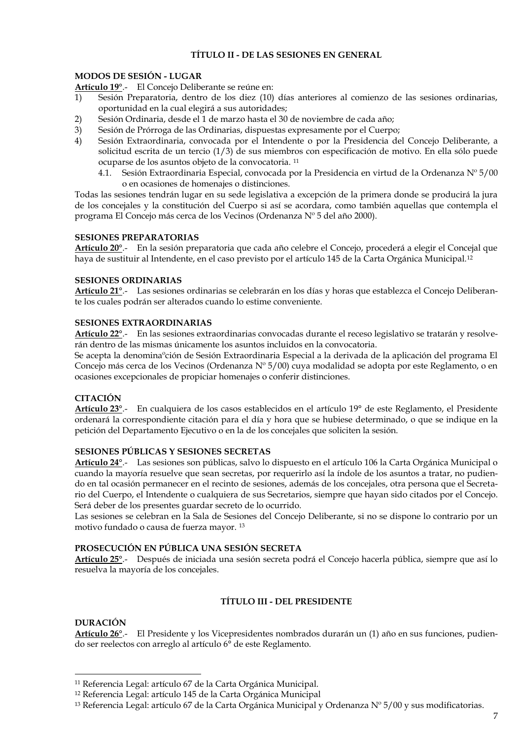## TÍTULO II - DE LAS SESIONES EN GENERAL

**MODOS DE SESIÓN - LUGAR**

**Artículo 19°**.- El Concejo Deliberante se reúne en:

1) Sesión Preparatoria, dentro de los diez (10) días anteriores al comienzo de las sesiones ordinarias, oportunidad en la cual elegirá a sus autoridades;
2) Sesión Ordinaria, desde el 1 de marzo hasta el 30 de noviembre de cada año;
3) Sesión de Prórroga de las Ordinarias, dispuestas expresamente por el Cuerpo;
4) Sesión Extraordinaria, convocada por el Intendente o por la Presidencia del Concejo Deliberante, a solicitud escrita de un tercio (1/3) de sus miembros con especificación de motivo. En ella sólo puede ocuparse de los asuntos objeto de la convocatoria. [11]
   4.1. Sesión Extraordinaria Especial, convocada por la Presidencia en virtud de la Ordenanza Nº 5/00 o en ocasiones de homenajes o distinciones.

Todas las sesiones tendrán lugar en su sede legislativa a excepción de la primera donde se producirá la jura de los concejales y la constitución del Cuerpo si así se acordara, como también aquellas que contempla el programa El Concejo más cerca de los Vecinos (Ordenanza Nº 5 del año 2000).

**SESIONES PREPARATORIAS**

**Artículo 20°**.- En la sesión preparatoria que cada año celebre el Concejo, procederá a elegir el Concejal que haya de sustituir al Intendente, en el caso previsto por el artículo 145 de la Carta Orgánica Municipal.[12]

**SESIONES ORDINARIAS**

**Artículo 21°**.- Las sesiones ordinarias se celebrarán en los días y horas que establezca el Concejo Deliberante los cuales podrán ser alterados cuando lo estime conveniente.

**SESIONES EXTRAORDINARIAS**

**Artículo 22°**.- En las sesiones extraordinarias convocadas durante el receso legislativo se tratarán y resolverán dentro de las mismas únicamente los asuntos incluidos en la convocatoria.

Se acepta la denominaºción de Sesión Extraordinaria Especial a la derivada de la aplicación del programa El Concejo más cerca de los Vecinos (Ordenanza Nº 5/00) cuya modalidad se adopta por este Reglamento, o en ocasiones excepcionales de propiciar homenajes o conferir distinciones.

**CITACIÓN**

**Artículo 23°**.- En cualquiera de los casos establecidos en el artículo 19° de este Reglamento, el Presidente ordenará la correspondiente citación para el día y hora que se hubiese determinado, o que se indique en la petición del Departamento Ejecutivo o en la de los concejales que soliciten la sesión.

**SESIONES PÚBLICAS Y SESIONES SECRETAS**

**Artículo 24°**.- Las sesiones son públicas, salvo lo dispuesto en el artículo 106 la Carta Orgánica Municipal o cuando la mayoría resuelve que sean secretas, por requerirlo así la índole de los asuntos a tratar, no pudiendo en tal ocasión permanecer en el recinto de sesiones, además de los concejales, otra persona que el Secretario del Cuerpo, el Intendente o cualquiera de sus Secretarios, siempre que hayan sido citados por el Concejo. Será deber de los presentes guardar secreto de lo ocurrido.

Las sesiones se celebran en la Sala de Sesiones del Concejo Deliberante, si no se dispone lo contrario por un motivo fundado o causa de fuerza mayor. [13]

**PROSECUCIÓN EN PÚBLICA UNA SESIÓN SECRETA**

**Artículo 25°**.- Después de iniciada una sesión secreta podrá el Concejo hacerla pública, siempre que así lo resuelva la mayoría de los concejales.

## TÍTULO III - DEL PRESIDENTE

**DURACIÓN**

**Artículo 26°**.- El Presidente y los Vicepresidentes nombrados durarán un (1) año en sus funciones, pudiendo ser reelectos con arreglo al artículo 6° de este Reglamento.

---

[11] Referencia Legal: artículo 67 de la Carta Orgánica Municipal.

[12] Referencia Legal: artículo 145 de la Carta Orgánica Municipal

[13] Referencia Legal: artículo 67 de la Carta Orgánica Municipal y Ordenanza Nº 5/00 y sus modificatorias.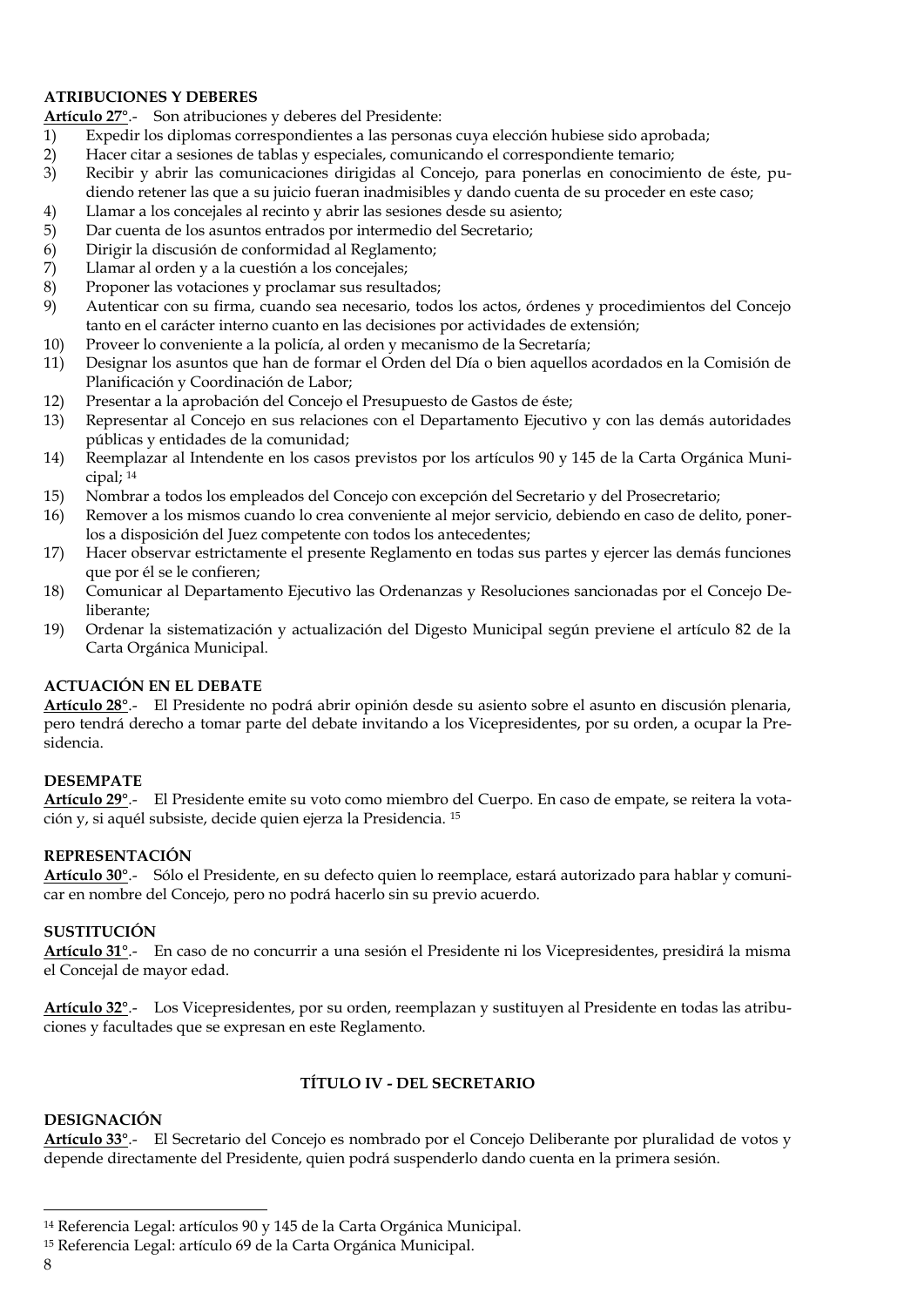**ATRIBUCIONES Y DEBERES**

**Artículo 27°**.- Son atribuciones y deberes del Presidente:

1) Expedir los diplomas correspondientes a las personas cuya elección hubiese sido aprobada;
2) Hacer citar a sesiones de tablas y especiales, comunicando el correspondiente temario;
3) Recibir y abrir las comunicaciones dirigidas al Concejo, para ponerlas en conocimiento de éste, pudiendo retener las que a su juicio fueran inadmisibles y dando cuenta de su proceder en este caso;
4) Llamar a los concejales al recinto y abrir las sesiones desde su asiento;
5) Dar cuenta de los asuntos entrados por intermedio del Secretario;
6) Dirigir la discusión de conformidad al Reglamento;
7) Llamar al orden y a la cuestión a los concejales;
8) Proponer las votaciones y proclamar sus resultados;
9) Autenticar con su firma, cuando sea necesario, todos los actos, órdenes y procedimientos del Concejo tanto en el carácter interno cuanto en las decisiones por actividades de extensión;
10) Proveer lo conveniente a la policía, al orden y mecanismo de la Secretaría;
11) Designar los asuntos que han de formar el Orden del Día o bien aquellos acordados en la Comisión de Planificación y Coordinación de Labor;
12) Presentar a la aprobación del Concejo el Presupuesto de Gastos de éste;
13) Representar al Concejo en sus relaciones con el Departamento Ejecutivo y con las demás autoridades públicas y entidades de la comunidad;
14) Reemplazar al Intendente en los casos previstos por los artículos 90 y 145 de la Carta Orgánica Municipal; [14]
15) Nombrar a todos los empleados del Concejo con excepción del Secretario y del Prosecretario;
16) Remover a los mismos cuando lo crea conveniente al mejor servicio, debiendo en caso de delito, ponerlos a disposición del Juez competente con todos los antecedentes;
17) Hacer observar estrictamente el presente Reglamento en todas sus partes y ejercer las demás funciones que por él se le confieren;
18) Comunicar al Departamento Ejecutivo las Ordenanzas y Resoluciones sancionadas por el Concejo Deliberante;
19) Ordenar la sistematización y actualización del Digesto Municipal según previene el artículo 82 de la Carta Orgánica Municipal.

**ACTUACIÓN EN EL DEBATE**

**Artículo 28°**.- El Presidente no podrá abrir opinión desde su asiento sobre el asunto en discusión plenaria, pero tendrá derecho a tomar parte del debate invitando a los Vicepresidentes, por su orden, a ocupar la Presidencia.

**DESEMPATE**

**Artículo 29°**.- El Presidente emite su voto como miembro del Cuerpo. En caso de empate, se reitera la votación y, si aquél subsiste, decide quien ejerza la Presidencia. [15]

**REPRESENTACIÓN**

**Artículo 30°**.- Sólo el Presidente, en su defecto quien lo reemplace, estará autorizado para hablar y comunicar en nombre del Concejo, pero no podrá hacerlo sin su previo acuerdo.

**SUSTITUCIÓN**

**Artículo 31°**.- En caso de no concurrir a una sesión el Presidente ni los Vicepresidentes, presidirá la misma el Concejal de mayor edad.

**Artículo 32°**.- Los Vicepresidentes, por su orden, reemplazan y sustituyen al Presidente en todas las atribuciones y facultades que se expresan en este Reglamento.

## TÍTULO IV - DEL SECRETARIO

**DESIGNACIÓN**

**Artículo 33°**.- El Secretario del Concejo es nombrado por el Concejo Deliberante por pluralidad de votos y depende directamente del Presidente, quien podrá suspenderlo dando cuenta en la primera sesión.

---

[14] Referencia Legal: artículos 90 y 145 de la Carta Orgánica Municipal.

[15] Referencia Legal: artículo 69 de la Carta Orgánica Municipal.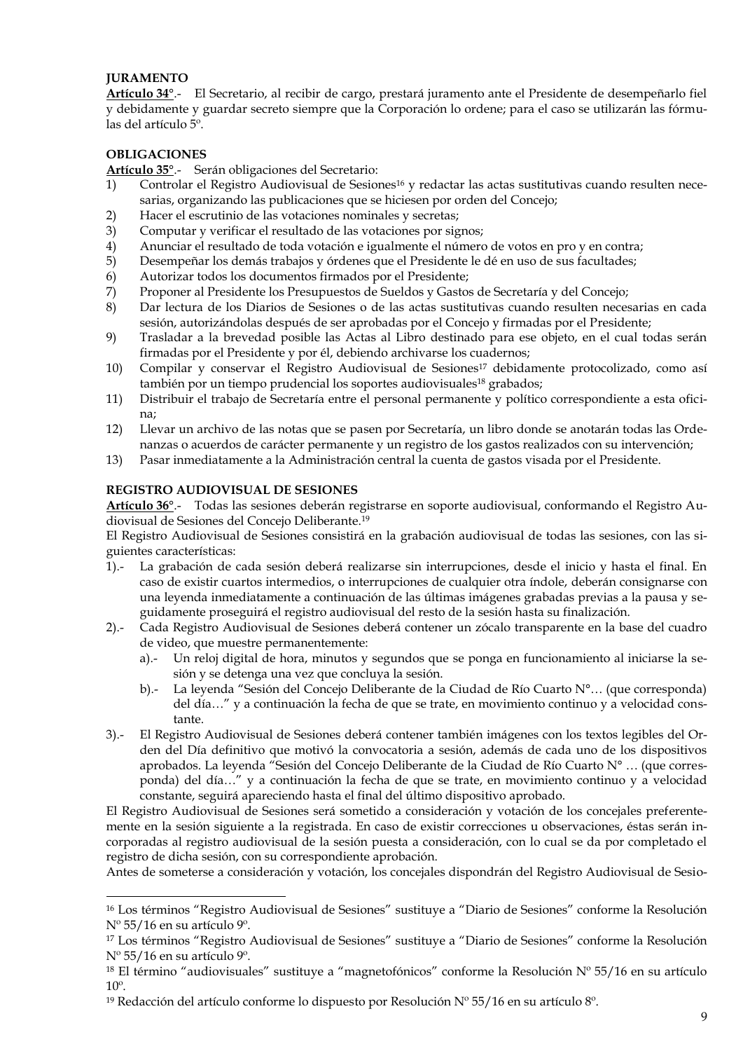**JURAMENTO**

**Artículo 34°**.- El Secretario, al recibir de cargo, prestará juramento ante el Presidente de desempeñarlo fiel y debidamente y guardar secreto siempre que la Corporación lo ordene; para el caso se utilizarán las fórmulas del artículo 5º.

**OBLIGACIONES**

**Artículo 35°**.- Serán obligaciones del Secretario:

1) Controlar el Registro Audiovisual de Sesiones[16] y redactar las actas sustitutivas cuando resulten necesarias, organizando las publicaciones que se hiciesen por orden del Concejo;
2) Hacer el escrutinio de las votaciones nominales y secretas;
3) Computar y verificar el resultado de las votaciones por signos;
4) Anunciar el resultado de toda votación e igualmente el número de votos en pro y en contra;
5) Desempeñar los demás trabajos y órdenes que el Presidente le dé en uso de sus facultades;
6) Autorizar todos los documentos firmados por el Presidente;
7) Proponer al Presidente los Presupuestos de Sueldos y Gastos de Secretaría y del Concejo;
8) Dar lectura de los Diarios de Sesiones o de las actas sustitutivas cuando resulten necesarias en cada sesión, autorizándolas después de ser aprobadas por el Concejo y firmadas por el Presidente;
9) Trasladar a la brevedad posible las Actas al Libro destinado para ese objeto, en el cual todas serán firmadas por el Presidente y por él, debiendo archivarse los cuadernos;
10) Compilar y conservar el Registro Audiovisual de Sesiones[17] debidamente protocolizado, como así también por un tiempo prudencial los soportes audiovisuales[18] grabados;
11) Distribuir el trabajo de Secretaría entre el personal permanente y político correspondiente a esta oficina;
12) Llevar un archivo de las notas que se pasen por Secretaría, un libro donde se anotarán todas las Ordenanzas o acuerdos de carácter permanente y un registro de los gastos realizados con su intervención;
13) Pasar inmediatamente a la Administración central la cuenta de gastos visada por el Presidente.

**REGISTRO AUDIOVISUAL DE SESIONES**

**Artículo 36°**.- Todas las sesiones deberán registrarse en soporte audiovisual, conformando el Registro Audiovisual de Sesiones del Concejo Deliberante.[19]

El Registro Audiovisual de Sesiones consistirá en la grabación audiovisual de todas las sesiones, con las siguientes características:

1).- La grabación de cada sesión deberá realizarse sin interrupciones, desde el inicio y hasta el final. En caso de existir cuartos intermedios, o interrupciones de cualquier otra índole, deberán consignarse con una leyenda inmediatamente a continuación de las últimas imágenes grabadas previas a la pausa y seguidamente proseguirá el registro audiovisual del resto de la sesión hasta su finalización.

2).- Cada Registro Audiovisual de Sesiones deberá contener un zócalo transparente en la base del cuadro de video, que muestre permanentemente:

   a).- Un reloj digital de hora, minutos y segundos que se ponga en funcionamiento al iniciarse la sesión y se detenga una vez que concluya la sesión.

   b).- La leyenda "Sesión del Concejo Deliberante de la Ciudad de Río Cuarto N°… (que corresponda) del día…" y a continuación la fecha de que se trate, en movimiento continuo y a velocidad constante.

3).- El Registro Audiovisual de Sesiones deberá contener también imágenes con los textos legibles del Orden del Día definitivo que motivó la convocatoria a sesión, además de cada uno de los dispositivos aprobados. La leyenda "Sesión del Concejo Deliberante de la Ciudad de Río Cuarto N° … (que corresponda) del día…" y a continuación la fecha de que se trate, en movimiento continuo y a velocidad constante, seguirá apareciendo hasta el final del último dispositivo aprobado.

El Registro Audiovisual de Sesiones será sometido a consideración y votación de los concejales preferentemente en la sesión siguiente a la registrada. En caso de existir correcciones u observaciones, éstas serán incorporadas al registro audiovisual de la sesión puesta a consideración, con lo cual se da por completado el registro de dicha sesión, con su correspondiente aprobación.

Antes de someterse a consideración y votación, los concejales dispondrán del Registro Audiovisual de Sesio-

---

[16] Los términos "Registro Audiovisual de Sesiones" sustituye a "Diario de Sesiones" conforme la Resolución Nº 55/16 en su artículo 9º.

[17] Los términos "Registro Audiovisual de Sesiones" sustituye a "Diario de Sesiones" conforme la Resolución Nº 55/16 en su artículo 9º.

[18] El término "audiovisuales" sustituye a "magnetofónicos" conforme la Resolución Nº 55/16 en su artículo 10º.

[19] Redacción del artículo conforme lo dispuesto por Resolución Nº 55/16 en su artículo 8º.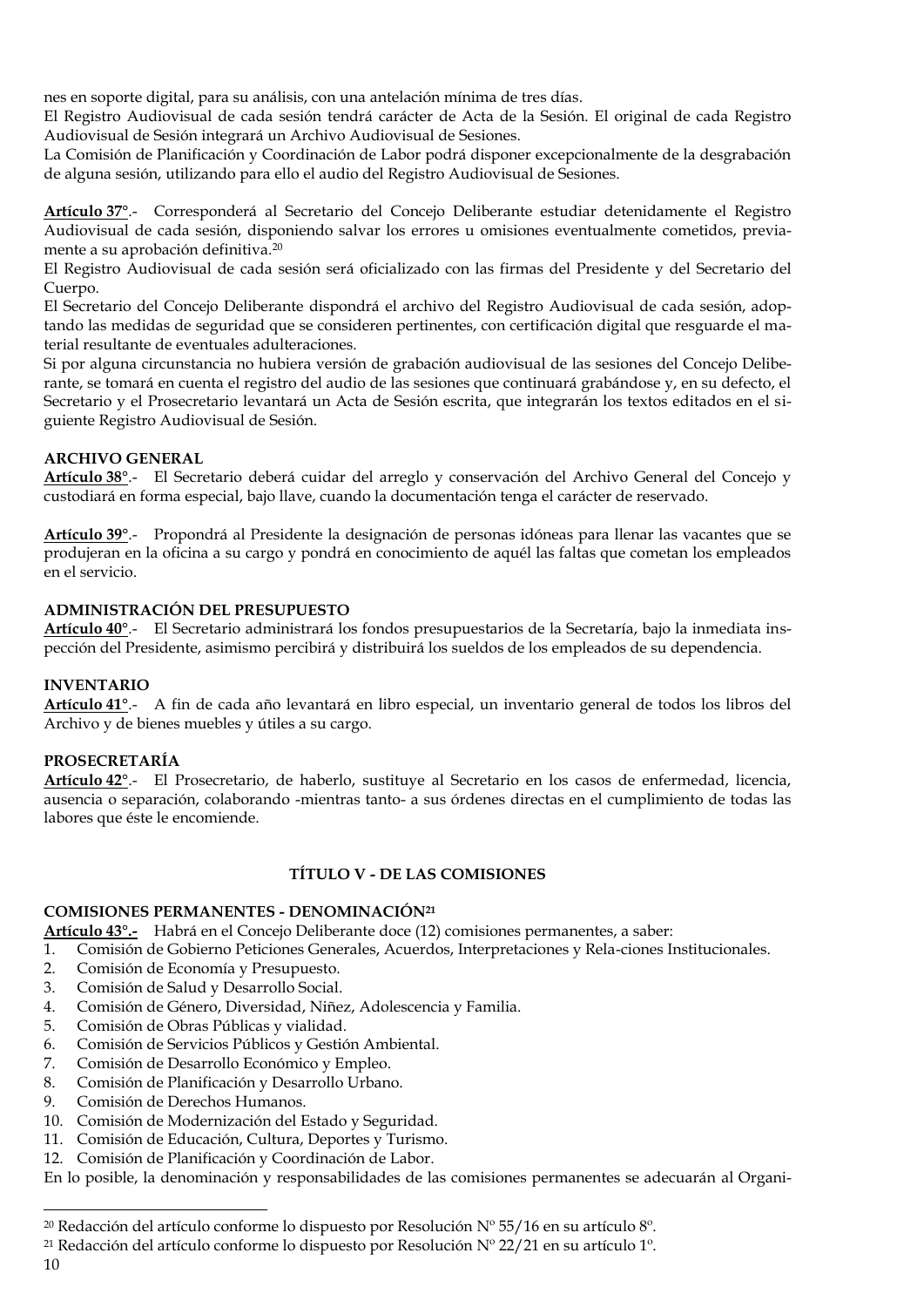nes en soporte digital, para su análisis, con una antelación mínima de tres días.
El Registro Audiovisual de cada sesión tendrá carácter de Acta de la Sesión. El original de cada Registro Audiovisual de Sesión integrará un Archivo Audiovisual de Sesiones.
La Comisión de Planificación y Coordinación de Labor podrá disponer excepcionalmente de la desgrabación de alguna sesión, utilizando para ello el audio del Registro Audiovisual de Sesiones.

**Artículo 37°**.- Corresponderá al Secretario del Concejo Deliberante estudiar detenidamente el Registro Audiovisual de cada sesión, disponiendo salvar los errores u omisiones eventualmente cometidos, previamente a su aprobación definitiva.[20]
El Registro Audiovisual de cada sesión será oficializado con las firmas del Presidente y del Secretario del Cuerpo.
El Secretario del Concejo Deliberante dispondrá el archivo del Registro Audiovisual de cada sesión, adoptando las medidas de seguridad que se consideren pertinentes, con certificación digital que resguarde el material resultante de eventuales adulteraciones.
Si por alguna circunstancia no hubiera versión de grabación audiovisual de las sesiones del Concejo Deliberante, se tomará en cuenta el registro del audio de las sesiones que continuará grabándose y, en su defecto, el Secretario y el Prosecretario levantará un Acta de Sesión escrita, que integrarán los textos editados en el siguiente Registro Audiovisual de Sesión.

**ARCHIVO GENERAL**
**Artículo 38°**.- El Secretario deberá cuidar del arreglo y conservación del Archivo General del Concejo y custodiará en forma especial, bajo llave, cuando la documentación tenga el carácter de reservado.

**Artículo 39°**.- Propondrá al Presidente la designación de personas idóneas para llenar las vacantes que se produjeran en la oficina a su cargo y pondrá en conocimiento de aquél las faltas que cometan los empleados en el servicio.

**ADMINISTRACIÓN DEL PRESUPUESTO**
**Artículo 40°**.- El Secretario administrará los fondos presupuestarios de la Secretaría, bajo la inmediata inspección del Presidente, asimismo percibirá y distribuirá los sueldos de los empleados de su dependencia.

**INVENTARIO**
**Artículo 41°**.- A fin de cada año levantará en libro especial, un inventario general de todos los libros del Archivo y de bienes muebles y útiles a su cargo.

**PROSECRETARÍA**
**Artículo 42°**.- El Prosecretario, de haberlo, sustituye al Secretario en los casos de enfermedad, licencia, ausencia o separación, colaborando -mientras tanto- a sus órdenes directas en el cumplimiento de todas las labores que éste le encomiende.

## TÍTULO V - DE LAS COMISIONES

**COMISIONES PERMANENTES - DENOMINACIÓN[21]**
**Artículo 43°.-** Habrá en el Concejo Deliberante doce (12) comisiones permanentes, a saber:
1. Comisión de Gobierno Peticiones Generales, Acuerdos, Interpretaciones y Rela-ciones Institucionales.
2. Comisión de Economía y Presupuesto.
3. Comisión de Salud y Desarrollo Social.
4. Comisión de Género, Diversidad, Niñez, Adolescencia y Familia.
5. Comisión de Obras Públicas y vialidad.
6. Comisión de Servicios Públicos y Gestión Ambiental.
7. Comisión de Desarrollo Económico y Empleo.
8. Comisión de Planificación y Desarrollo Urbano.
9. Comisión de Derechos Humanos.
10. Comisión de Modernización del Estado y Seguridad.
11. Comisión de Educación, Cultura, Deportes y Turismo.
12. Comisión de Planificación y Coordinación de Labor.

En lo posible, la denominación y responsabilidades de las comisiones permanentes se adecuarán al Organi-

[20] Redacción del artículo conforme lo dispuesto por Resolución Nº 55/16 en su artículo 8º.
[21] Redacción del artículo conforme lo dispuesto por Resolución Nº 22/21 en su artículo 1º.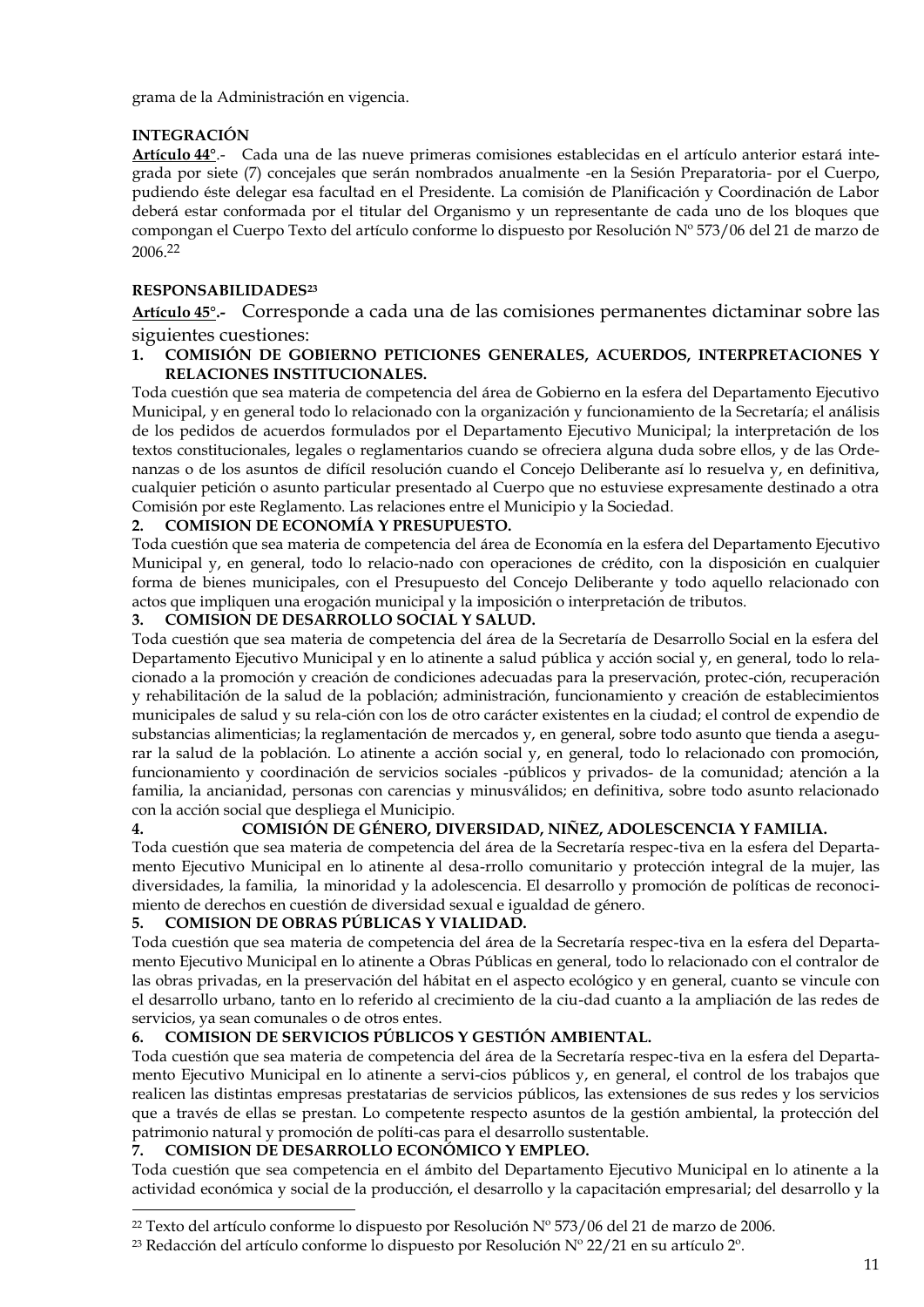grama de la Administración en vigencia.

**INTEGRACIÓN**

**Artículo 44°**.- Cada una de las nueve primeras comisiones establecidas en el artículo anterior estará integrada por siete (7) concejales que serán nombrados anualmente -en la Sesión Preparatoria- por el Cuerpo, pudiendo éste delegar esa facultad en el Presidente. La comisión de Planificación y Coordinación de Labor deberá estar conformada por el titular del Organismo y un representante de cada uno de los bloques que compongan el Cuerpo Texto del artículo conforme lo dispuesto por Resolución Nº 573/06 del 21 de marzo de 2006.[22]

**RESPONSABILIDADES[23]**

**Artículo 45°.-** Corresponde a cada una de las comisiones permanentes dictaminar sobre las siguientes cuestiones:

1. **COMISIÓN DE GOBIERNO PETICIONES GENERALES, ACUERDOS, INTERPRETACIONES Y RELACIONES INSTITUCIONALES.**

Toda cuestión que sea materia de competencia del área de Gobierno en la esfera del Departamento Ejecutivo Municipal, y en general todo lo relacionado con la organización y funcionamiento de la Secretaría; el análisis de los pedidos de acuerdos formulados por el Departamento Ejecutivo Municipal; la interpretación de los textos constitucionales, legales o reglamentarios cuando se ofreciera alguna duda sobre ellos, y de las Ordenanzas o de los asuntos de difícil resolución cuando el Concejo Deliberante así lo resuelva y, en definitiva, cualquier petición o asunto particular presentado al Cuerpo que no estuviese expresamente destinado a otra Comisión por este Reglamento. Las relaciones entre el Municipio y la Sociedad.

2. **COMISION DE ECONOMÍA Y PRESUPUESTO.**

Toda cuestión que sea materia de competencia del área de Economía en la esfera del Departamento Ejecutivo Municipal y, en general, todo lo relacionado con operaciones de crédito, con la disposición en cualquier forma de bienes municipales, con el Presupuesto del Concejo Deliberante y todo aquello relacionado con actos que impliquen una erogación municipal y la imposición o interpretación de tributos.

3. **COMISION DE DESARROLLO SOCIAL Y SALUD.**

Toda cuestión que sea materia de competencia del área de la Secretaría de Desarrollo Social en la esfera del Departamento Ejecutivo Municipal y en lo atinente a salud pública y acción social y, en general, todo lo relacionado a la promoción y creación de condiciones adecuadas para la preservación, protec-ción, recuperación y rehabilitación de la salud de la población; administración, funcionamiento y creación de establecimientos municipales de salud y su rela-ción con los de otro carácter existentes en la ciudad; el control de expendio de substancias alimenticias; la reglamentación de mercados y, en general, sobre todo asunto que tienda a asegurar la salud de la población. Lo atinente a acción social y, en general, todo lo relacionado con promoción, funcionamiento y coordinación de servicios sociales -públicos y privados- de la comunidad; atención a la familia, la ancianidad, personas con carencias y minusválidos; en definitiva, sobre todo asunto relacionado con la acción social que despliega el Municipio.

4. **COMISIÓN DE GÉNERO, DIVERSIDAD, NIÑEZ, ADOLESCENCIA Y FAMILIA.**

Toda cuestión que sea materia de competencia del área de la Secretaría respec-tiva en la esfera del Departamento Ejecutivo Municipal en lo atinente al desa-rrollo comunitario y protección integral de la mujer, las diversidades, la familia, la minoridad y la adolescencia. El desarrollo y promoción de políticas de reconocimiento de derechos en cuestión de diversidad sexual e igualdad de género.

5. **COMISION DE OBRAS PÚBLICAS Y VIALIDAD.**

Toda cuestión que sea materia de competencia del área de la Secretaría respec-tiva en la esfera del Departamento Ejecutivo Municipal en lo atinente a Obras Públicas en general, todo lo relacionado con el contralor de las obras privadas, en la preservación del hábitat en el aspecto ecológico y en general, cuanto se vincule con el desarrollo urbano, tanto en lo referido al crecimiento de la ciu-dad cuanto a la ampliación de las redes de servicios, ya sean comunales o de otros entes.

6. **COMISION DE SERVICIOS PÚBLICOS Y GESTIÓN AMBIENTAL.**

Toda cuestión que sea materia de competencia del área de la Secretaría respec-tiva en la esfera del Departamento Ejecutivo Municipal en lo atinente a servi-cios públicos y, en general, el control de los trabajos que realicen las distintas empresas prestatarias de servicios públicos, las extensiones de sus redes y los servicios que a través de ellas se prestan. Lo competente respecto asuntos de la gestión ambiental, la protección del patrimonio natural y promoción de políti-cas para el desarrollo sustentable.

7. **COMISION DE DESARROLLO ECONÓMICO Y EMPLEO.**

Toda cuestión que sea competencia en el ámbito del Departamento Ejecutivo Municipal en lo atinente a la actividad económica y social de la producción, el desarrollo y la capacitación empresarial; del desarrollo y la

---

[22] Texto del artículo conforme lo dispuesto por Resolución Nº 573/06 del 21 de marzo de 2006.

[23] Redacción del artículo conforme lo dispuesto por Resolución Nº 22/21 en su artículo 2º.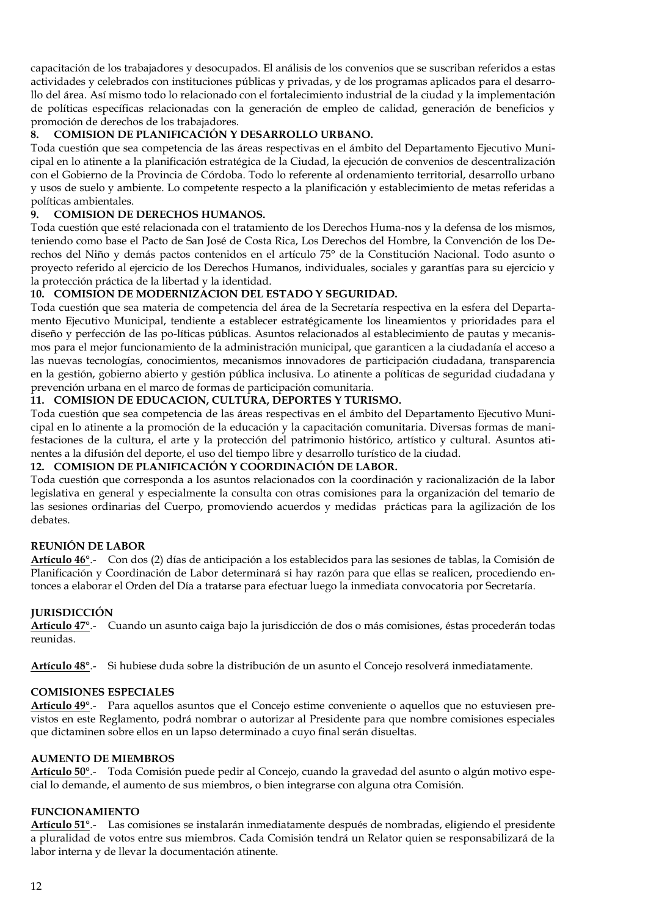capacitación de los trabajadores y desocupados. El análisis de los convenios que se suscriban referidos a estas actividades y celebrados con instituciones públicas y privadas, y de los programas aplicados para el desarrollo del área. Así mismo todo lo relacionado con el fortalecimiento industrial de la ciudad y la implementación de políticas específicas relacionadas con la generación de empleo de calidad, generación de beneficios y promoción de derechos de los trabajadores.

**8. COMISION DE PLANIFICACIÓN Y DESARROLLO URBANO.**

Toda cuestión que sea competencia de las áreas respectivas en el ámbito del Departamento Ejecutivo Municipal en lo atinente a la planificación estratégica de la Ciudad, la ejecución de convenios de descentralización con el Gobierno de la Provincia de Córdoba. Todo lo referente al ordenamiento territorial, desarrollo urbano y usos de suelo y ambiente. Lo competente respecto a la planificación y establecimiento de metas referidas a políticas ambientales.

**9. COMISION DE DERECHOS HUMANOS.**

Toda cuestión que esté relacionada con el tratamiento de los Derechos Huma-nos y la defensa de los mismos, teniendo como base el Pacto de San José de Costa Rica, Los Derechos del Hombre, la Convención de los Derechos del Niño y demás pactos contenidos en el artículo 75° de la Constitución Nacional. Todo asunto o proyecto referido al ejercicio de los Derechos Humanos, individuales, sociales y garantías para su ejercicio y la protección práctica de la libertad y la identidad.

**10. COMISION DE MODERNIZACION DEL ESTADO Y SEGURIDAD.**

Toda cuestión que sea materia de competencia del área de la Secretaría respectiva en la esfera del Departamento Ejecutivo Municipal, tendiente a establecer estratégicamente los lineamientos y prioridades para el diseño y perfección de las po-líticas públicas. Asuntos relacionados al establecimiento de pautas y mecanismos para el mejor funcionamiento de la administración municipal, que garanticen a la ciudadanía el acceso a las nuevas tecnologías, conocimientos, mecanismos innovadores de participación ciudadana, transparencia en la gestión, gobierno abierto y gestión pública inclusiva. Lo atinente a políticas de seguridad ciudadana y prevención urbana en el marco de formas de participación comunitaria.

**11. COMISION DE EDUCACION, CULTURA, DEPORTES Y TURISMO.**

Toda cuestión que sea competencia de las áreas respectivas en el ámbito del Departamento Ejecutivo Municipal en lo atinente a la promoción de la educación y la capacitación comunitaria. Diversas formas de manifestaciones de la cultura, el arte y la protección del patrimonio histórico, artístico y cultural. Asuntos atinentes a la difusión del deporte, el uso del tiempo libre y desarrollo turístico de la ciudad.

**12. COMISION DE PLANIFICACIÓN Y COORDINACIÓN DE LABOR.**

Toda cuestión que corresponda a los asuntos relacionados con la coordinación y racionalización de la labor legislativa en general y especialmente la consulta con otras comisiones para la organización del temario de las sesiones ordinarias del Cuerpo, promoviendo acuerdos y medidas prácticas para la agilización de los debates.

**REUNIÓN DE LABOR**

**Artículo 46°**.- Con dos (2) días de anticipación a los establecidos para las sesiones de tablas, la Comisión de Planificación y Coordinación de Labor determinará si hay razón para que ellas se realicen, procediendo entonces a elaborar el Orden del Día a tratarse para efectuar luego la inmediata convocatoria por Secretaría.

**JURISDICCIÓN**

**Artículo 47°**.- Cuando un asunto caiga bajo la jurisdicción de dos o más comisiones, éstas procederán todas reunidas.

**Artículo 48°**.- Si hubiese duda sobre la distribución de un asunto el Concejo resolverá inmediatamente.

**COMISIONES ESPECIALES**

**Artículo 49°**.- Para aquellos asuntos que el Concejo estime conveniente o aquellos que no estuviesen previstos en este Reglamento, podrá nombrar o autorizar al Presidente para que nombre comisiones especiales que dictaminen sobre ellos en un lapso determinado a cuyo final serán disueltas.

**AUMENTO DE MIEMBROS**

**Artículo 50°**.- Toda Comisión puede pedir al Concejo, cuando la gravedad del asunto o algún motivo especial lo demande, el aumento de sus miembros, o bien integrarse con alguna otra Comisión.

**FUNCIONAMIENTO**

**Artículo 51°**.- Las comisiones se instalarán inmediatamente después de nombradas, eligiendo el presidente a pluralidad de votos entre sus miembros. Cada Comisión tendrá un Relator quien se responsabilizará de la labor interna y de llevar la documentación atinente.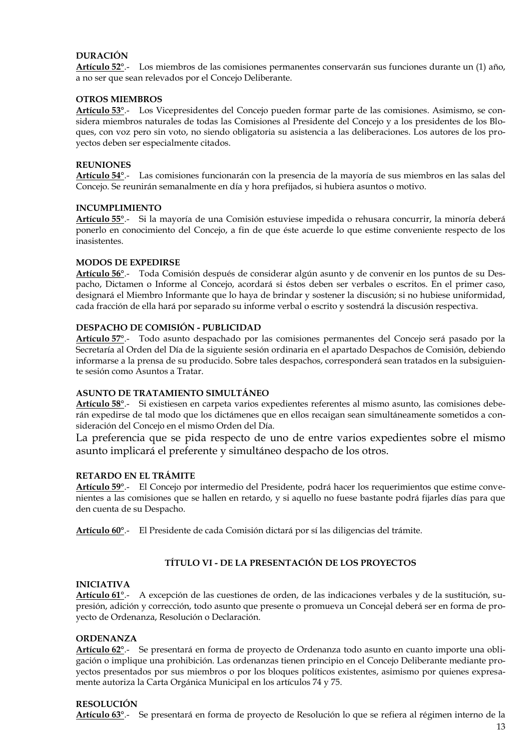**DURACIÓN**

**Artículo 52°**.- Los miembros de las comisiones permanentes conservarán sus funciones durante un (1) año, a no ser que sean relevados por el Concejo Deliberante.

**OTROS MIEMBROS**

**Artículo 53°**.- Los Vicepresidentes del Concejo pueden formar parte de las comisiones. Asimismo, se considera miembros naturales de todas las Comisiones al Presidente del Concejo y a los presidentes de los Bloques, con voz pero sin voto, no siendo obligatoria su asistencia a las deliberaciones. Los autores de los proyectos deben ser especialmente citados.

**REUNIONES**

**Artículo 54°**.- Las comisiones funcionarán con la presencia de la mayoría de sus miembros en las salas del Concejo. Se reunirán semanalmente en día y hora prefijados, si hubiera asuntos o motivo.

**INCUMPLIMIENTO**

**Artículo 55°**.- Si la mayoría de una Comisión estuviese impedida o rehusara concurrir, la minoría deberá ponerlo en conocimiento del Concejo, a fin de que éste acuerde lo que estime conveniente respecto de los inasistentes.

**MODOS DE EXPEDIRSE**

**Artículo 56°**.- Toda Comisión después de considerar algún asunto y de convenir en los puntos de su Despacho, Dictamen o Informe al Concejo, acordará si éstos deben ser verbales o escritos. En el primer caso, designará el Miembro Informante que lo haya de brindar y sostener la discusión; si no hubiese uniformidad, cada fracción de ella hará por separado su informe verbal o escrito y sostendrá la discusión respectiva.

**DESPACHO DE COMISIÓN - PUBLICIDAD**

**Artículo 57°**.- Todo asunto despachado por las comisiones permanentes del Concejo será pasado por la Secretaría al Orden del Día de la siguiente sesión ordinaria en el apartado Despachos de Comisión, debiendo informarse a la prensa de su producido. Sobre tales despachos, corresponderá sean tratados en la subsiguiente sesión como Asuntos a Tratar.

**ASUNTO DE TRATAMIENTO SIMULTÁNEO**

**Artículo 58°**.- Si existiesen en carpeta varios expedientes referentes al mismo asunto, las comisiones deberán expedirse de tal modo que los dictámenes que en ellos recaigan sean simultáneamente sometidos a consideración del Concejo en el mismo Orden del Día.

La preferencia que se pida respecto de uno de entre varios expedientes sobre el mismo asunto implicará el preferente y simultáneo despacho de los otros.

**RETARDO EN EL TRÁMITE**

**Artículo 59°**.- El Concejo por intermedio del Presidente, podrá hacer los requerimientos que estime convenientes a las comisiones que se hallen en retardo, y si aquello no fuese bastante podrá fijarles días para que den cuenta de su Despacho.

**Artículo 60°**.- El Presidente de cada Comisión dictará por sí las diligencias del trámite.

## TÍTULO VI - DE LA PRESENTACIÓN DE LOS PROYECTOS

**INICIATIVA**

**Artículo 61°**.- A excepción de las cuestiones de orden, de las indicaciones verbales y de la sustitución, supresión, adición y corrección, todo asunto que presente o promueva un Concejal deberá ser en forma de proyecto de Ordenanza, Resolución o Declaración.

**ORDENANZA**

**Artículo 62°**.- Se presentará en forma de proyecto de Ordenanza todo asunto en cuanto importe una obligación o implique una prohibición. Las ordenanzas tienen principio en el Concejo Deliberante mediante proyectos presentados por sus miembros o por los bloques políticos existentes, asimismo por quienes expresamente autoriza la Carta Orgánica Municipal en los artículos 74 y 75.

**RESOLUCIÓN**

**Artículo 63°**.- Se presentará en forma de proyecto de Resolución lo que se refiera al régimen interno de la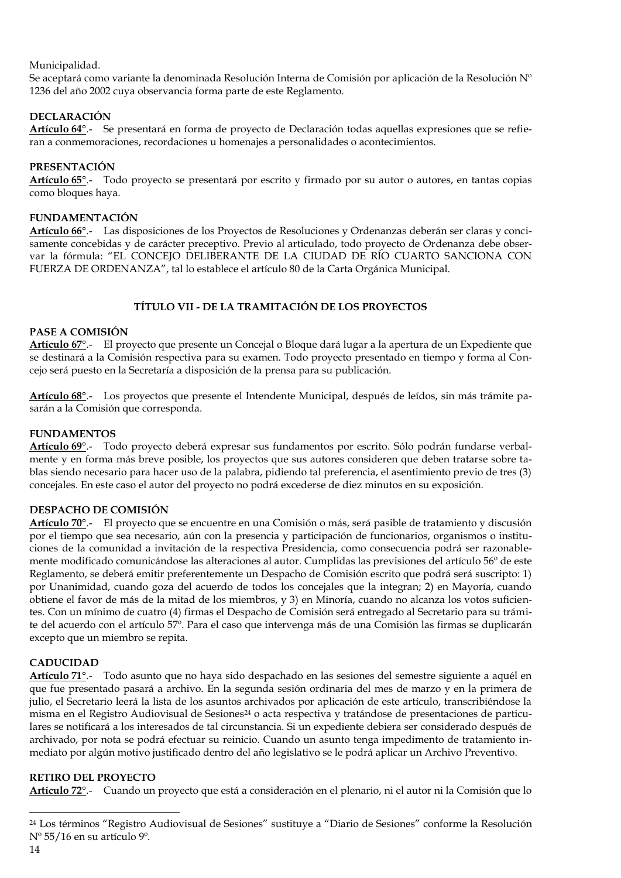Municipalidad.
Se aceptará como variante la denominada Resolución Interna de Comisión por aplicación de la Resolución Nº 1236 del año 2002 cuya observancia forma parte de este Reglamento.

**DECLARACIÓN**
**Artículo 64°**.- Se presentará en forma de proyecto de Declaración todas aquellas expresiones que se refieran a conmemoraciones, recordaciones u homenajes a personalidades o acontecimientos.

**PRESENTACIÓN**
**Artículo 65°**.- Todo proyecto se presentará por escrito y firmado por su autor o autores, en tantas copias como bloques haya.

**FUNDAMENTACIÓN**
**Artículo 66°**.- Las disposiciones de los Proyectos de Resoluciones y Ordenanzas deberán ser claras y concisamente concebidas y de carácter preceptivo. Previo al articulado, todo proyecto de Ordenanza debe observar la fórmula: "EL CONCEJO DELIBERANTE DE LA CIUDAD DE RÍO CUARTO SANCIONA CON FUERZA DE ORDENANZA", tal lo establece el artículo 80 de la Carta Orgánica Municipal.

## TÍTULO VII - DE LA TRAMITACIÓN DE LOS PROYECTOS

**PASE A COMISIÓN**
**Artículo 67°**.- El proyecto que presente un Concejal o Bloque dará lugar a la apertura de un Expediente que se destinará a la Comisión respectiva para su examen. Todo proyecto presentado en tiempo y forma al Concejo será puesto en la Secretaría a disposición de la prensa para su publicación.

**Artículo 68°**.- Los proyectos que presente el Intendente Municipal, después de leídos, sin más trámite pasarán a la Comisión que corresponda.

**FUNDAMENTOS**
**Artículo 69°**.- Todo proyecto deberá expresar sus fundamentos por escrito. Sólo podrán fundarse verbalmente y en forma más breve posible, los proyectos que sus autores consideren que deben tratarse sobre tablas siendo necesario para hacer uso de la palabra, pidiendo tal preferencia, el asentimiento previo de tres (3) concejales. En este caso el autor del proyecto no podrá excederse de diez minutos en su exposición.

**DESPACHO DE COMISIÓN**
**Artículo 70°**.- El proyecto que se encuentre en una Comisión o más, será pasible de tratamiento y discusión por el tiempo que sea necesario, aún con la presencia y participación de funcionarios, organismos o instituciones de la comunidad a invitación de la respectiva Presidencia, como consecuencia podrá ser razonablemente modificado comunicándose las alteraciones al autor. Cumplidas las previsiones del artículo 56º de este Reglamento, se deberá emitir preferentemente un Despacho de Comisión escrito que podrá será suscripto: 1) por Unanimidad, cuando goza del acuerdo de todos los concejales que la integran; 2) en Mayoría, cuando obtiene el favor de más de la mitad de los miembros, y 3) en Minoría, cuando no alcanza los votos suficientes. Con un mínimo de cuatro (4) firmas el Despacho de Comisión será entregado al Secretario para su trámite del acuerdo con el artículo 57º. Para el caso que intervenga más de una Comisión las firmas se duplicarán excepto que un miembro se repita.

**CADUCIDAD**
**Artículo 71°**.- Todo asunto que no haya sido despachado en las sesiones del semestre siguiente a aquél en que fue presentado pasará a archivo. En la segunda sesión ordinaria del mes de marzo y en la primera de julio, el Secretario leerá la lista de los asuntos archivados por aplicación de este artículo, transcribiéndose la misma en el Registro Audiovisual de Sesiones[24] o acta respectiva y tratándose de presentaciones de particulares se notificará a los interesados de tal circunstancia. Si un expediente debiera ser considerado después de archivado, por nota se podrá efectuar su reinicio. Cuando un asunto tenga impedimento de tratamiento inmediato por algún motivo justificado dentro del año legislativo se le podrá aplicar un Archivo Preventivo.

**RETIRO DEL PROYECTO**
**Artículo 72°**.- Cuando un proyecto que está a consideración en el plenario, ni el autor ni la Comisión que lo

---

[24] Los términos "Registro Audiovisual de Sesiones" sustituye a "Diario de Sesiones" conforme la Resolución Nº 55/16 en su artículo 9º.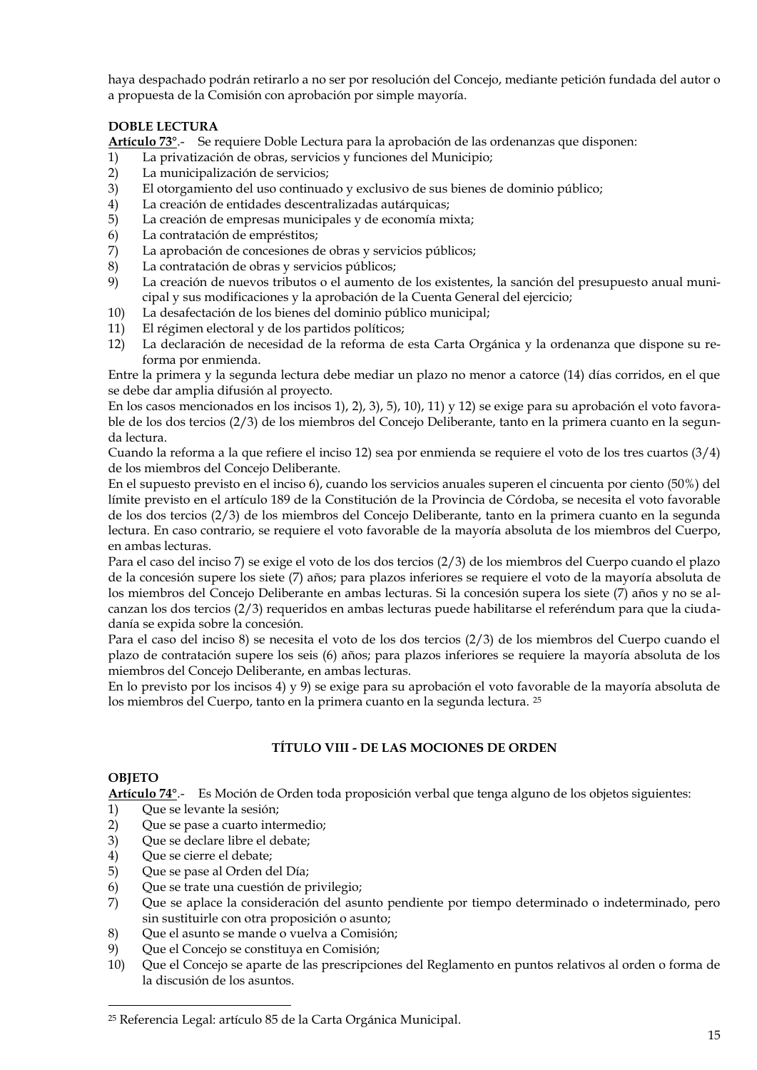haya despachado podrán retirarlo a no ser por resolución del Concejo, mediante petición fundada del autor o a propuesta de la Comisión con aprobación por simple mayoría.

**DOBLE LECTURA**

**Artículo 73°**.- Se requiere Doble Lectura para la aprobación de las ordenanzas que disponen:

1) La privatización de obras, servicios y funciones del Municipio;
2) La municipalización de servicios;
3) El otorgamiento del uso continuado y exclusivo de sus bienes de dominio público;
4) La creación de entidades descentralizadas autárquicas;
5) La creación de empresas municipales y de economía mixta;
6) La contratación de empréstitos;
7) La aprobación de concesiones de obras y servicios públicos;
8) La contratación de obras y servicios públicos;
9) La creación de nuevos tributos o el aumento de los existentes, la sanción del presupuesto anual municipal y sus modificaciones y la aprobación de la Cuenta General del ejercicio;
10) La desafectación de los bienes del dominio público municipal;
11) El régimen electoral y de los partidos políticos;
12) La declaración de necesidad de la reforma de esta Carta Orgánica y la ordenanza que dispone su reforma por enmienda.

Entre la primera y la segunda lectura debe mediar un plazo no menor a catorce (14) días corridos, en el que se debe dar amplia difusión al proyecto.

En los casos mencionados en los incisos 1), 2), 3), 5), 10), 11) y 12) se exige para su aprobación el voto favorable de los dos tercios (2/3) de los miembros del Concejo Deliberante, tanto en la primera cuanto en la segunda lectura.

Cuando la reforma a la que refiere el inciso 12) sea por enmienda se requiere el voto de los tres cuartos (3/4) de los miembros del Concejo Deliberante.

En el supuesto previsto en el inciso 6), cuando los servicios anuales superen el cincuenta por ciento (50%) del límite previsto en el artículo 189 de la Constitución de la Provincia de Córdoba, se necesita el voto favorable de los dos tercios (2/3) de los miembros del Concejo Deliberante, tanto en la primera cuanto en la segunda lectura. En caso contrario, se requiere el voto favorable de la mayoría absoluta de los miembros del Cuerpo, en ambas lecturas.

Para el caso del inciso 7) se exige el voto de los dos tercios (2/3) de los miembros del Cuerpo cuando el plazo de la concesión supere los siete (7) años; para plazos inferiores se requiere el voto de la mayoría absoluta de los miembros del Concejo Deliberante en ambas lecturas. Si la concesión supera los siete (7) años y no se alcanzan los dos tercios (2/3) requeridos en ambas lecturas puede habilitarse el referéndum para que la ciudadanía se expida sobre la concesión.

Para el caso del inciso 8) se necesita el voto de los dos tercios (2/3) de los miembros del Cuerpo cuando el plazo de contratación supere los seis (6) años; para plazos inferiores se requiere la mayoría absoluta de los miembros del Concejo Deliberante, en ambas lecturas.

En lo previsto por los incisos 4) y 9) se exige para su aprobación el voto favorable de la mayoría absoluta de los miembros del Cuerpo, tanto en la primera cuanto en la segunda lectura. [25]

## TÍTULO VIII - DE LAS MOCIONES DE ORDEN

**OBJETO**

**Artículo 74°**.- Es Moción de Orden toda proposición verbal que tenga alguno de los objetos siguientes:

1) Que se levante la sesión;
2) Que se pase a cuarto intermedio;
3) Que se declare libre el debate;
4) Que se cierre el debate;
5) Que se pase al Orden del Día;
6) Que se trate una cuestión de privilegio;
7) Que se aplace la consideración del asunto pendiente por tiempo determinado o indeterminado, pero sin sustituirle con otra proposición o asunto;
8) Que el asunto se mande o vuelva a Comisión;
9) Que el Concejo se constituya en Comisión;
10) Que el Concejo se aparte de las prescripciones del Reglamento en puntos relativos al orden o forma de la discusión de los asuntos.

---

[25] Referencia Legal: artículo 85 de la Carta Orgánica Municipal.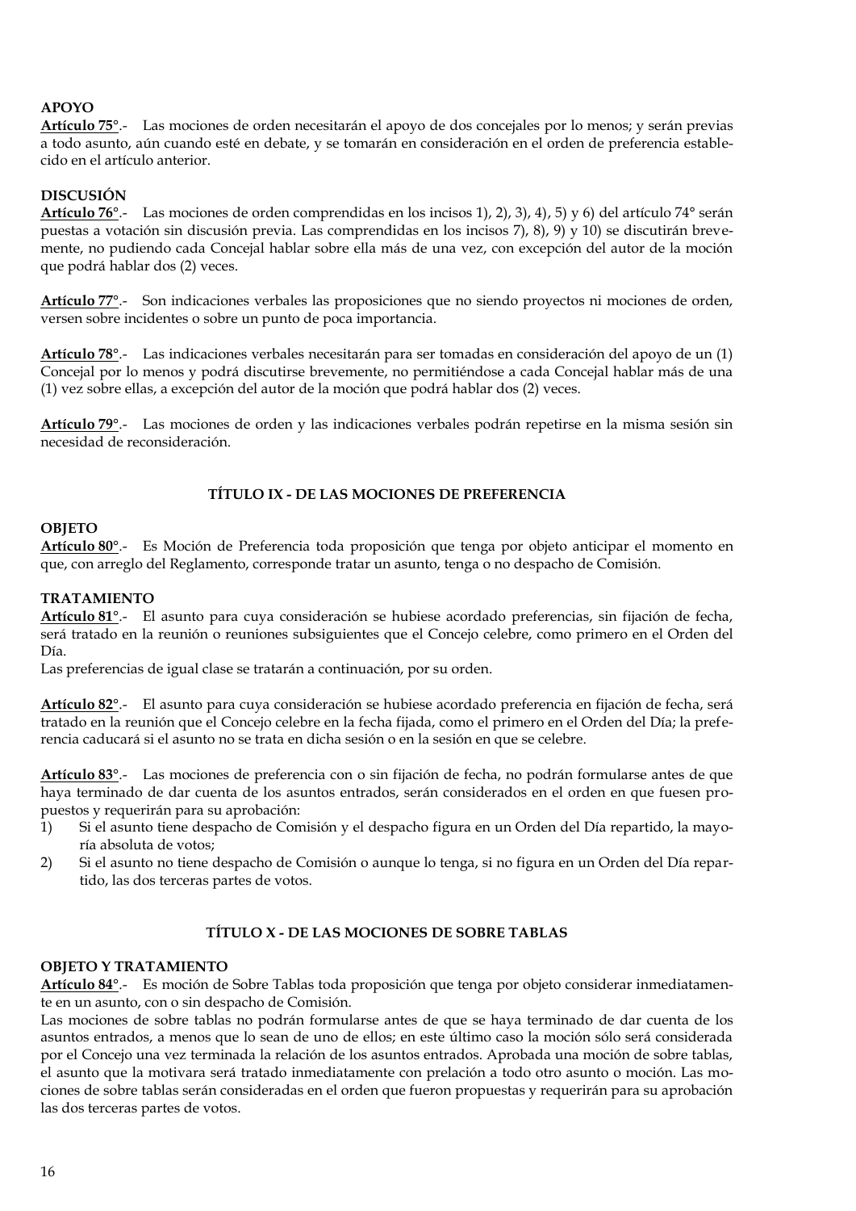**APOYO**

**Artículo 75°**.- Las mociones de orden necesitarán el apoyo de dos concejales por lo menos; y serán previas a todo asunto, aún cuando esté en debate, y se tomarán en consideración en el orden de preferencia establecido en el artículo anterior.

**DISCUSIÓN**

**Artículo 76°**.- Las mociones de orden comprendidas en los incisos 1), 2), 3), 4), 5) y 6) del artículo 74° serán puestas a votación sin discusión previa. Las comprendidas en los incisos 7), 8), 9) y 10) se discutirán brevemente, no pudiendo cada Concejal hablar sobre ella más de una vez, con excepción del autor de la moción que podrá hablar dos (2) veces.

**Artículo 77°**.- Son indicaciones verbales las proposiciones que no siendo proyectos ni mociones de orden, versen sobre incidentes o sobre un punto de poca importancia.

**Artículo 78°**.- Las indicaciones verbales necesitarán para ser tomadas en consideración del apoyo de un (1) Concejal por lo menos y podrá discutirse brevemente, no permitiéndose a cada Concejal hablar más de una (1) vez sobre ellas, a excepción del autor de la moción que podrá hablar dos (2) veces.

**Artículo 79°**.- Las mociones de orden y las indicaciones verbales podrán repetirse en la misma sesión sin necesidad de reconsideración.

## TÍTULO IX - DE LAS MOCIONES DE PREFERENCIA

**OBJETO**

**Artículo 80°**.- Es Moción de Preferencia toda proposición que tenga por objeto anticipar el momento en que, con arreglo del Reglamento, corresponde tratar un asunto, tenga o no despacho de Comisión.

**TRATAMIENTO**

**Artículo 81°**.- El asunto para cuya consideración se hubiese acordado preferencias, sin fijación de fecha, será tratado en la reunión o reuniones subsiguientes que el Concejo celebre, como primero en el Orden del Día.

Las preferencias de igual clase se tratarán a continuación, por su orden.

**Artículo 82°**.- El asunto para cuya consideración se hubiese acordado preferencia en fijación de fecha, será tratado en la reunión que el Concejo celebre en la fecha fijada, como el primero en el Orden del Día; la preferencia caducará si el asunto no se trata en dicha sesión o en la sesión en que se celebre.

**Artículo 83°**.- Las mociones de preferencia con o sin fijación de fecha, no podrán formularse antes de que haya terminado de dar cuenta de los asuntos entrados, serán considerados en el orden en que fuesen propuestos y requerirán para su aprobación:

1) Si el asunto tiene despacho de Comisión y el despacho figura en un Orden del Día repartido, la mayoría absoluta de votos;
2) Si el asunto no tiene despacho de Comisión o aunque lo tenga, si no figura en un Orden del Día repartido, las dos terceras partes de votos.

## TÍTULO X - DE LAS MOCIONES DE SOBRE TABLAS

**OBJETO Y TRATAMIENTO**

**Artículo 84°**.- Es moción de Sobre Tablas toda proposición que tenga por objeto considerar inmediatamente en un asunto, con o sin despacho de Comisión.

Las mociones de sobre tablas no podrán formularse antes de que se haya terminado de dar cuenta de los asuntos entrados, a menos que lo sean de uno de ellos; en este último caso la moción sólo será considerada por el Concejo una vez terminada la relación de los asuntos entrados. Aprobada una moción de sobre tablas, el asunto que la motivara será tratado inmediatamente con prelación a todo otro asunto o moción. Las mociones de sobre tablas serán consideradas en el orden que fueron propuestas y requerirán para su aprobación las dos terceras partes de votos.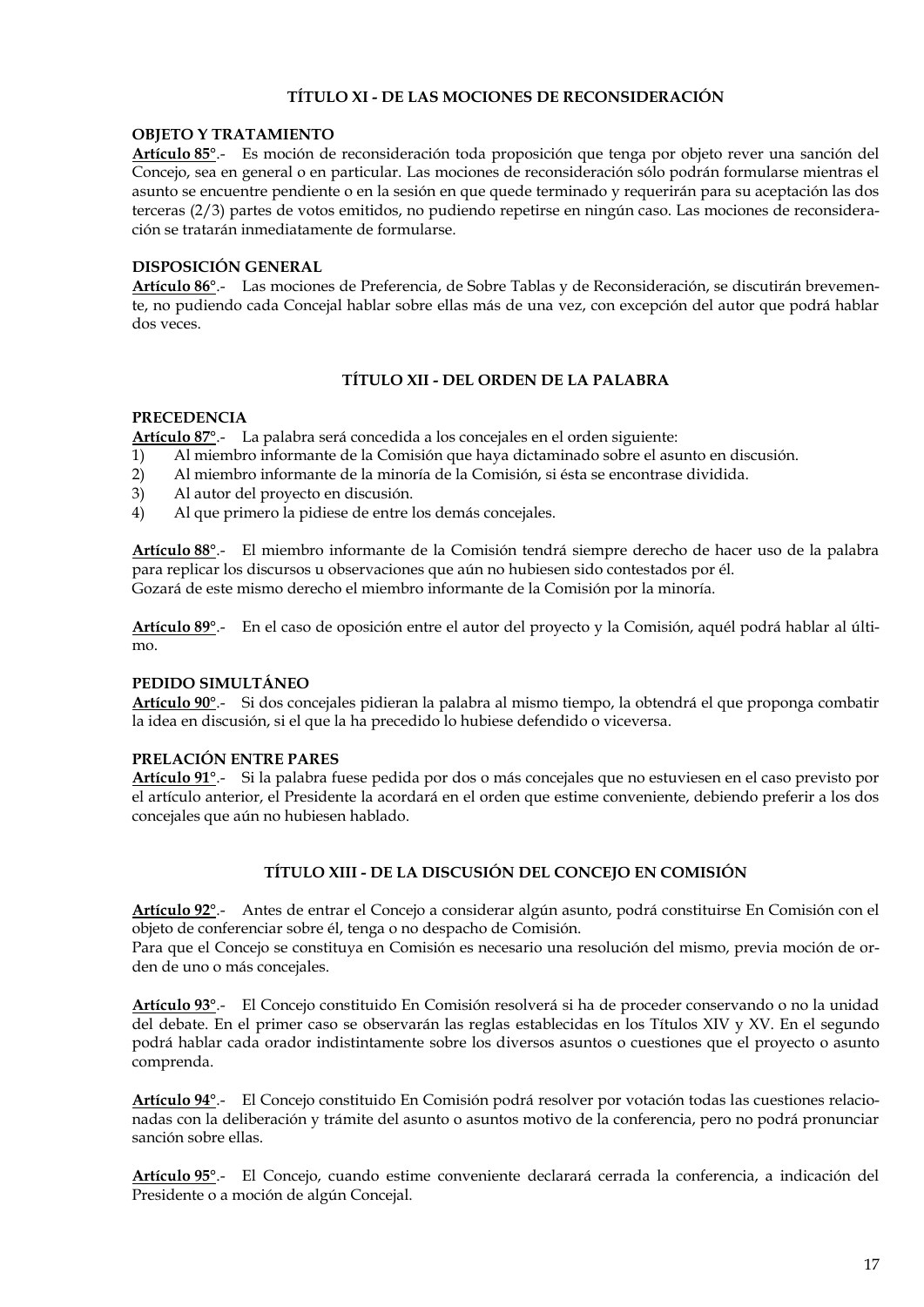## TÍTULO XI - DE LAS MOCIONES DE RECONSIDERACIÓN

### OBJETO Y TRATAMIENTO

**Artículo 85°**.- Es moción de reconsideración toda proposición que tenga por objeto rever una sanción del Concejo, sea en general o en particular. Las mociones de reconsideración sólo podrán formularse mientras el asunto se encuentre pendiente o en la sesión en que quede terminado y requerirán para su aceptación las dos terceras (2/3) partes de votos emitidos, no pudiendo repetirse en ningún caso. Las mociones de reconsideración se tratarán inmediatamente de formularse.

### DISPOSICIÓN GENERAL

**Artículo 86°**.- Las mociones de Preferencia, de Sobre Tablas y de Reconsideración, se discutirán brevemente, no pudiendo cada Concejal hablar sobre ellas más de una vez, con excepción del autor que podrá hablar dos veces.

## TÍTULO XII - DEL ORDEN DE LA PALABRA

### PRECEDENCIA

**Artículo 87°**.- La palabra será concedida a los concejales en el orden siguiente:

1) Al miembro informante de la Comisión que haya dictaminado sobre el asunto en discusión.
2) Al miembro informante de la minoría de la Comisión, si ésta se encontrase dividida.
3) Al autor del proyecto en discusión.
4) Al que primero la pidiese de entre los demás concejales.

**Artículo 88°**.- El miembro informante de la Comisión tendrá siempre derecho de hacer uso de la palabra para replicar los discursos u observaciones que aún no hubiesen sido contestados por él.
Gozará de este mismo derecho el miembro informante de la Comisión por la minoría.

**Artículo 89°**.- En el caso de oposición entre el autor del proyecto y la Comisión, aquél podrá hablar al último.

### PEDIDO SIMULTÁNEO

**Artículo 90°**.- Si dos concejales pidieran la palabra al mismo tiempo, la obtendrá el que proponga combatir la idea en discusión, si el que la ha precedido lo hubiese defendido o viceversa.

### PRELACIÓN ENTRE PARES

**Artículo 91°**.- Si la palabra fuese pedida por dos o más concejales que no estuviesen en el caso previsto por el artículo anterior, el Presidente la acordará en el orden que estime conveniente, debiendo preferir a los dos concejales que aún no hubiesen hablado.

## TÍTULO XIII - DE LA DISCUSIÓN DEL CONCEJO EN COMISIÓN

**Artículo 92°**.- Antes de entrar el Concejo a considerar algún asunto, podrá constituirse En Comisión con el objeto de conferenciar sobre él, tenga o no despacho de Comisión.
Para que el Concejo se constituya en Comisión es necesario una resolución del mismo, previa moción de orden de uno o más concejales.

**Artículo 93°**.- El Concejo constituido En Comisión resolverá si ha de proceder conservando o no la unidad del debate. En el primer caso se observarán las reglas establecidas en los Títulos XIV y XV. En el segundo podrá hablar cada orador indistintamente sobre los diversos asuntos o cuestiones que el proyecto o asunto comprenda.

**Artículo 94°**.- El Concejo constituido En Comisión podrá resolver por votación todas las cuestiones relacionadas con la deliberación y trámite del asunto o asuntos motivo de la conferencia, pero no podrá pronunciar sanción sobre ellas.

**Artículo 95°**.- El Concejo, cuando estime conveniente declarará cerrada la conferencia, a indicación del Presidente o a moción de algún Concejal.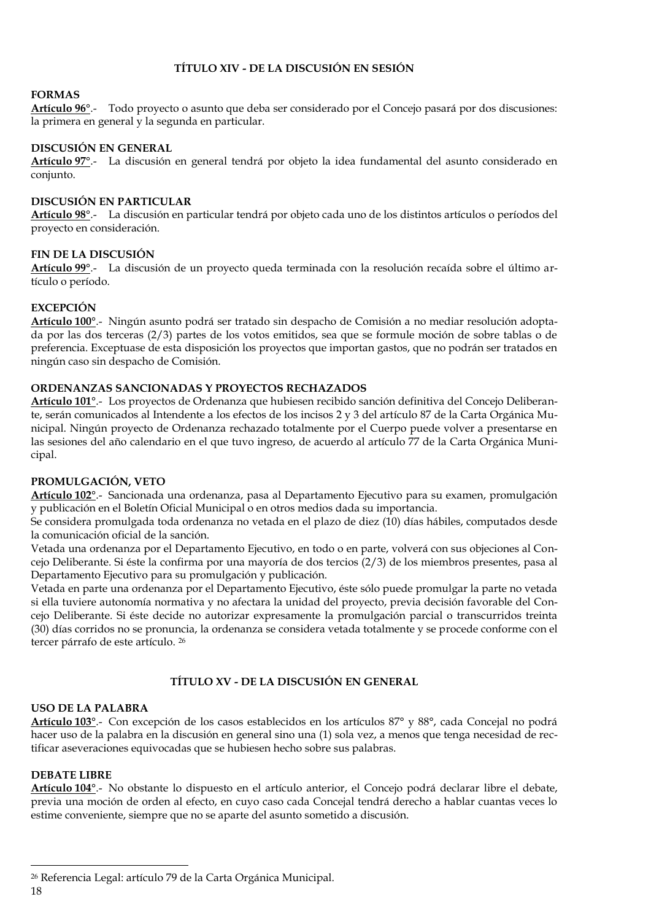## TÍTULO XIV - DE LA DISCUSIÓN EN SESIÓN

**FORMAS**

**<u>Artículo 96°</u>**.- Todo proyecto o asunto que deba ser considerado por el Concejo pasará por dos discusiones: la primera en general y la segunda en particular.

**DISCUSIÓN EN GENERAL**

**<u>Artículo 97°</u>**.- La discusión en general tendrá por objeto la idea fundamental del asunto considerado en conjunto.

**DISCUSIÓN EN PARTICULAR**

**<u>Artículo 98°</u>**.- La discusión en particular tendrá por objeto cada uno de los distintos artículos o períodos del proyecto en consideración.

**FIN DE LA DISCUSIÓN**

**<u>Artículo 99°</u>**.- La discusión de un proyecto queda terminada con la resolución recaída sobre el último artículo o período.

**EXCEPCIÓN**

**<u>Artículo 100°</u>**.- Ningún asunto podrá ser tratado sin despacho de Comisión a no mediar resolución adoptada por las dos terceras (2/3) partes de los votos emitidos, sea que se formule moción de sobre tablas o de preferencia. Exceptuase de esta disposición los proyectos que importan gastos, que no podrán ser tratados en ningún caso sin despacho de Comisión.

**ORDENANZAS SANCIONADAS Y PROYECTOS RECHAZADOS**

**<u>Artículo 101°</u>**.- Los proyectos de Ordenanza que hubiesen recibido sanción definitiva del Concejo Deliberante, serán comunicados al Intendente a los efectos de los incisos 2 y 3 del artículo 87 de la Carta Orgánica Municipal. Ningún proyecto de Ordenanza rechazado totalmente por el Cuerpo puede volver a presentarse en las sesiones del año calendario en el que tuvo ingreso, de acuerdo al artículo 77 de la Carta Orgánica Municipal.

**PROMULGACIÓN, VETO**

**<u>Artículo 102°</u>**.- Sancionada una ordenanza, pasa al Departamento Ejecutivo para su examen, promulgación y publicación en el Boletín Oficial Municipal o en otros medios dada su importancia.

Se considera promulgada toda ordenanza no vetada en el plazo de diez (10) días hábiles, computados desde la comunicación oficial de la sanción.

Vetada una ordenanza por el Departamento Ejecutivo, en todo o en parte, volverá con sus objeciones al Concejo Deliberante. Si éste la confirma por una mayoría de dos tercios (2/3) de los miembros presentes, pasa al Departamento Ejecutivo para su promulgación y publicación.

Vetada en parte una ordenanza por el Departamento Ejecutivo, éste sólo puede promulgar la parte no vetada si ella tuviere autonomía normativa y no afectara la unidad del proyecto, previa decisión favorable del Concejo Deliberante. Si éste decide no autorizar expresamente la promulgación parcial o transcurridos treinta (30) días corridos no se pronuncia, la ordenanza se considera vetada totalmente y se procede conforme con el tercer párrafo de este artículo. [26]

## TÍTULO XV - DE LA DISCUSIÓN EN GENERAL

**USO DE LA PALABRA**

**<u>Artículo 103°</u>**.- Con excepción de los casos establecidos en los artículos 87° y 88°, cada Concejal no podrá hacer uso de la palabra en la discusión en general sino una (1) sola vez, a menos que tenga necesidad de rectificar aseveraciones equivocadas que se hubiesen hecho sobre sus palabras.

**DEBATE LIBRE**

**<u>Artículo 104°</u>**.- No obstante lo dispuesto en el artículo anterior, el Concejo podrá declarar libre el debate, previa una moción de orden al efecto, en cuyo caso cada Concejal tendrá derecho a hablar cuantas veces lo estime conveniente, siempre que no se aparte del asunto sometido a discusión.

---

[26] Referencia Legal: artículo 79 de la Carta Orgánica Municipal.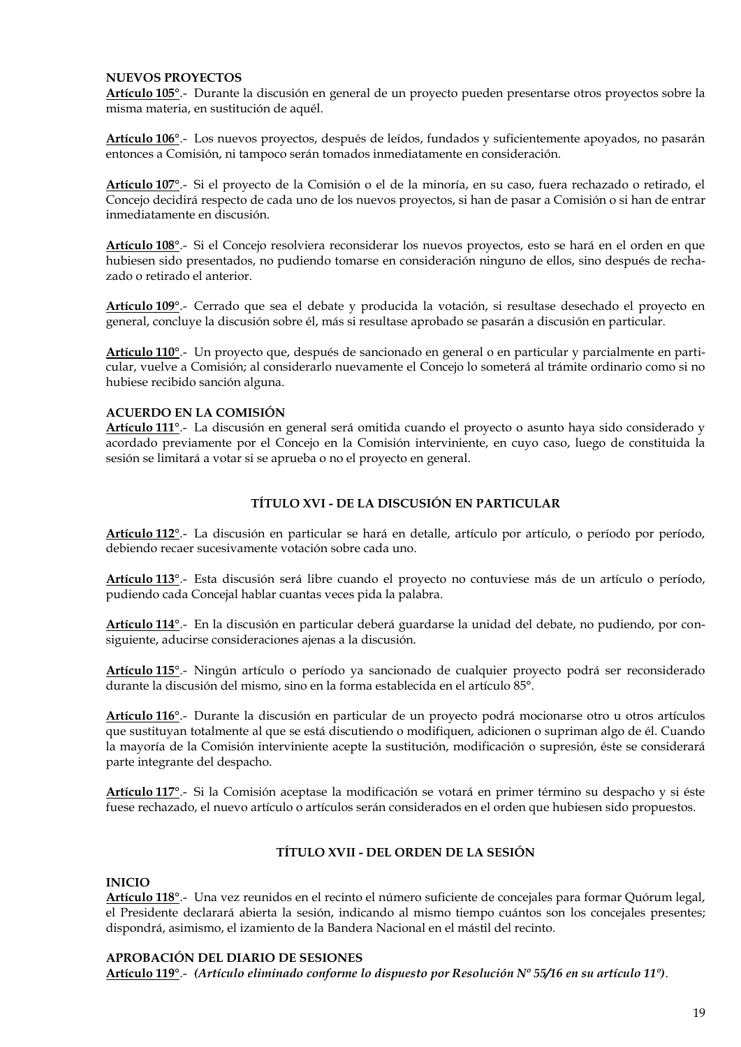**NUEVOS PROYECTOS**
**Artículo 105°**.- Durante la discusión en general de un proyecto pueden presentarse otros proyectos sobre la misma materia, en sustitución de aquél.

**Artículo 106°**.- Los nuevos proyectos, después de leídos, fundados y suficientemente apoyados, no pasarán entonces a Comisión, ni tampoco serán tomados inmediatamente en consideración.

**Artículo 107°**.- Si el proyecto de la Comisión o el de la minoría, en su caso, fuera rechazado o retirado, el Concejo decidirá respecto de cada uno de los nuevos proyectos, si han de pasar a Comisión o si han de entrar inmediatamente en discusión.

**Artículo 108°**.- Si el Concejo resolviera reconsiderar los nuevos proyectos, esto se hará en el orden en que hubiesen sido presentados, no pudiendo tomarse en consideración ninguno de ellos, sino después de rechazado o retirado el anterior.

**Artículo 109°**.- Cerrado que sea el debate y producida la votación, si resultase desechado el proyecto en general, concluye la discusión sobre él, más si resultase aprobado se pasarán a discusión en particular.

**Artículo 110°**.- Un proyecto que, después de sancionado en general o en particular y parcialmente en particular, vuelve a Comisión; al considerarlo nuevamente el Concejo lo someterá al trámite ordinario como si no hubiese recibido sanción alguna.

**ACUERDO EN LA COMISIÓN**
**Artículo 111°**.- La discusión en general será omitida cuando el proyecto o asunto haya sido considerado y acordado previamente por el Concejo en la Comisión interviniente, en cuyo caso, luego de constituida la sesión se limitará a votar si se aprueba o no el proyecto en general.

## TÍTULO XVI - DE LA DISCUSIÓN EN PARTICULAR

**Artículo 112°**.- La discusión en particular se hará en detalle, artículo por artículo, o período por período, debiendo recaer sucesivamente votación sobre cada uno.

**Artículo 113°**.- Esta discusión será libre cuando el proyecto no contuviese más de un artículo o período, pudiendo cada Concejal hablar cuantas veces pida la palabra.

**Artículo 114°**.- En la discusión en particular deberá guardarse la unidad del debate, no pudiendo, por consiguiente, aducirse consideraciones ajenas a la discusión.

**Artículo 115°**.- Ningún artículo o período ya sancionado de cualquier proyecto podrá ser reconsiderado durante la discusión del mismo, sino en la forma establecida en el artículo 85°.

**Artículo 116°**.- Durante la discusión en particular de un proyecto podrá mocionarse otro u otros artículos que sustituyan totalmente al que se está discutiendo o modifiquen, adicionen o supriman algo de él. Cuando la mayoría de la Comisión interviniente acepte la sustitución, modificación o supresión, éste se considerará parte integrante del despacho.

**Artículo 117°**.- Si la Comisión aceptase la modificación se votará en primer término su despacho y si éste fuese rechazado, el nuevo artículo o artículos serán considerados en el orden que hubiesen sido propuestos.

## TÍTULO XVII - DEL ORDEN DE LA SESIÓN

**INICIO**
**Artículo 118°**.- Una vez reunidos en el recinto el número suficiente de concejales para formar Quórum legal, el Presidente declarará abierta la sesión, indicando al mismo tiempo cuántos son los concejales presentes; dispondrá, asimismo, el izamiento de la Bandera Nacional en el mástil del recinto.

**APROBACIÓN DEL DIARIO DE SESIONES**
**Artículo 119°**.- ***(Artículo eliminado conforme lo dispuesto por Resolución Nº 55/16 en su artículo 11º)***.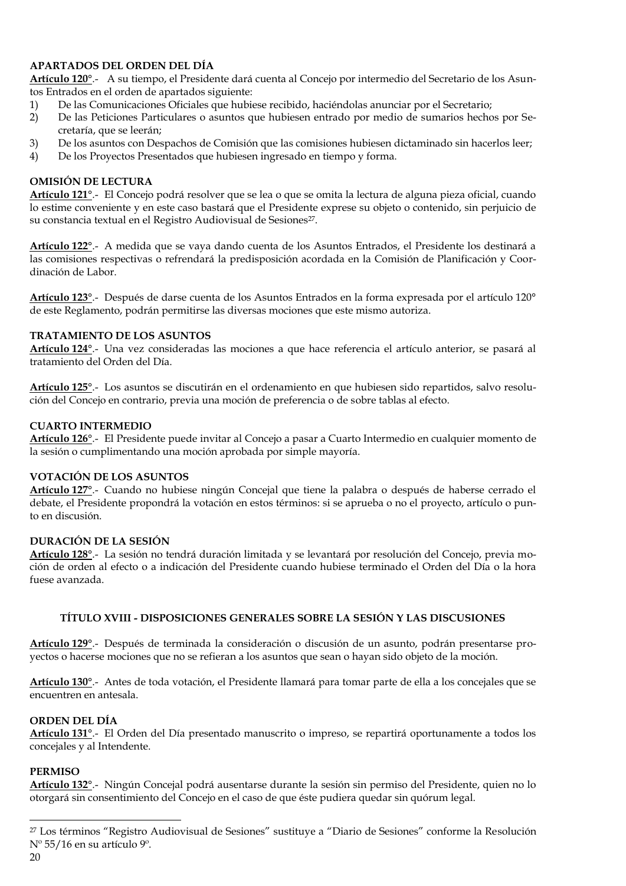#### APARTADOS DEL ORDEN DEL DÍA

**Artículo 120°**.- A su tiempo, el Presidente dará cuenta al Concejo por intermedio del Secretario de los Asuntos Entrados en el orden de apartados siguiente:

1) De las Comunicaciones Oficiales que hubiese recibido, haciéndolas anunciar por el Secretario;
2) De las Peticiones Particulares o asuntos que hubiesen entrado por medio de sumarios hechos por Secretaría, que se leerán;
3) De los asuntos con Despachos de Comisión que las comisiones hubiesen dictaminado sin hacerlos leer;
4) De los Proyectos Presentados que hubiesen ingresado en tiempo y forma.

#### OMISIÓN DE LECTURA

**Artículo 121°**.- El Concejo podrá resolver que se lea o que se omita la lectura de alguna pieza oficial, cuando lo estime conveniente y en este caso bastará que el Presidente exprese su objeto o contenido, sin perjuicio de su constancia textual en el Registro Audiovisual de Sesiones[27].

**Artículo 122°**.- A medida que se vaya dando cuenta de los Asuntos Entrados, el Presidente los destinará a las comisiones respectivas o refrendará la predisposición acordada en la Comisión de Planificación y Coordinación de Labor.

**Artículo 123°**.- Después de darse cuenta de los Asuntos Entrados en la forma expresada por el artículo 120° de este Reglamento, podrán permitirse las diversas mociones que este mismo autoriza.

#### TRATAMIENTO DE LOS ASUNTOS

**Artículo 124°**.- Una vez consideradas las mociones a que hace referencia el artículo anterior, se pasará al tratamiento del Orden del Día.

**Artículo 125°**.- Los asuntos se discutirán en el ordenamiento en que hubiesen sido repartidos, salvo resolución del Concejo en contrario, previa una moción de preferencia o de sobre tablas al efecto.

#### CUARTO INTERMEDIO

**Artículo 126°**.- El Presidente puede invitar al Concejo a pasar a Cuarto Intermedio en cualquier momento de la sesión o cumplimentando una moción aprobada por simple mayoría.

#### VOTACIÓN DE LOS ASUNTOS

**Artículo 127°**.- Cuando no hubiese ningún Concejal que tiene la palabra o después de haberse cerrado el debate, el Presidente propondrá la votación en estos términos: si se aprueba o no el proyecto, artículo o punto en discusión.

#### DURACIÓN DE LA SESIÓN

**Artículo 128°**.- La sesión no tendrá duración limitada y se levantará por resolución del Concejo, previa moción de orden al efecto o a indicación del Presidente cuando hubiese terminado el Orden del Día o la hora fuese avanzada.

### TÍTULO XVIII - DISPOSICIONES GENERALES SOBRE LA SESIÓN Y LAS DISCUSIONES

**Artículo 129°**.- Después de terminada la consideración o discusión de un asunto, podrán presentarse proyectos o hacerse mociones que no se refieran a los asuntos que sean o hayan sido objeto de la moción.

**Artículo 130°**.- Antes de toda votación, el Presidente llamará para tomar parte de ella a los concejales que se encuentren en antesala.

#### ORDEN DEL DÍA

**Artículo 131°**.- El Orden del Día presentado manuscrito o impreso, se repartirá oportunamente a todos los concejales y al Intendente.

#### PERMISO

**Artículo 132°**.- Ningún Concejal podrá ausentarse durante la sesión sin permiso del Presidente, quien no lo otorgará sin consentimiento del Concejo en el caso de que éste pudiera quedar sin quórum legal.

---

[27] Los términos "Registro Audiovisual de Sesiones" sustituye a "Diario de Sesiones" conforme la Resolución Nº 55/16 en su artículo 9º.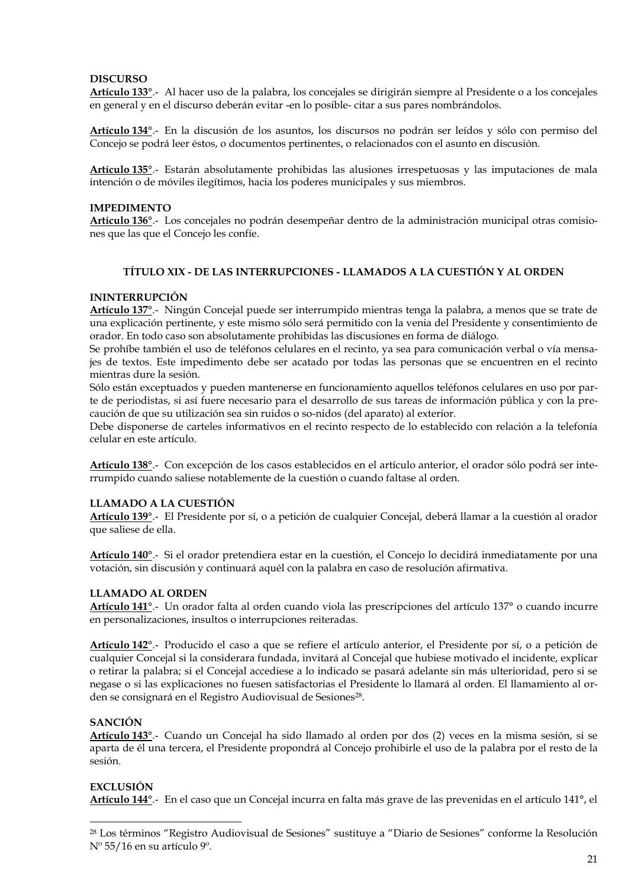**DISCURSO**

**Artículo 133°**.- Al hacer uso de la palabra, los concejales se dirigirán siempre al Presidente o a los concejales en general y en el discurso deberán evitar -en lo posible- citar a sus pares nombrándolos.

**Artículo 134°**.- En la discusión de los asuntos, los discursos no podrán ser leídos y sólo con permiso del Concejo se podrá leer éstos, o documentos pertinentes, o relacionados con el asunto en discusión.

**Artículo 135°**.- Estarán absolutamente prohibidas las alusiones irrespetuosas y las imputaciones de mala intención o de móviles ilegítimos, hacia los poderes municipales y sus miembros.

**IMPEDIMENTO**

**Artículo 136°**.- Los concejales no podrán desempeñar dentro de la administración municipal otras comisiones que las que el Concejo les confíe.

## TÍTULO XIX - DE LAS INTERRUPCIONES - LLAMADOS A LA CUESTIÓN Y AL ORDEN

**ININTERRUPCIÓN**

**Artículo 137°**.- Ningún Concejal puede ser interrumpido mientras tenga la palabra, a menos que se trate de una explicación pertinente, y este mismo sólo será permitido con la venia del Presidente y consentimiento de orador. En todo caso son absolutamente prohibidas las discusiones en forma de diálogo.

Se prohíbe también el uso de teléfonos celulares en el recinto, ya sea para comunicación verbal o vía mensajes de textos. Este impedimento debe ser acatado por todas las personas que se encuentren en el recinto mientras dure la sesión.

Sólo están exceptuados y pueden mantenerse en funcionamiento aquellos teléfonos celulares en uso por parte de periodistas, si así fuere necesario para el desarrollo de sus tareas de información pública y con la precaución de que su utilización sea sin ruidos o so-nidos (del aparato) al exterior.

Debe disponerse de carteles informativos en el recinto respecto de lo establecido con relación a la telefonía celular en este artículo.

**Artículo 138°**.- Con excepción de los casos establecidos en el artículo anterior, el orador sólo podrá ser interrumpido cuando saliese notablemente de la cuestión o cuando faltase al orden.

**LLAMADO A LA CUESTIÓN**

**Artículo 139°**.- El Presidente por sí, o a petición de cualquier Concejal, deberá llamar a la cuestión al orador que saliese de ella.

**Artículo 140°**.- Si el orador pretendiera estar en la cuestión, el Concejo lo decidirá inmediatamente por una votación, sin discusión y continuará aquél con la palabra en caso de resolución afirmativa.

**LLAMADO AL ORDEN**

**Artículo 141°**.- Un orador falta al orden cuando viola las prescripciones del artículo 137° o cuando incurre en personalizaciones, insultos o interrupciones reiteradas.

**Artículo 142°**.- Producido el caso a que se refiere el artículo anterior, el Presidente por sí, o a petición de cualquier Concejal si la considerara fundada, invitará al Concejal que hubiese motivado el incidente, explicar o retirar la palabra; si el Concejal accediese a lo indicado se pasará adelante sin más ulterioridad, pero si se negase o si las explicaciones no fuesen satisfactorias el Presidente lo llamará al orden. El llamamiento al orden se consignará en el Registro Audiovisual de Sesiones[28].

**SANCIÓN**

**Artículo 143°**.- Cuando un Concejal ha sido llamado al orden por dos (2) veces en la misma sesión, si se aparta de él una tercera, el Presidente propondrá al Concejo prohibirle el uso de la palabra por el resto de la sesión.

**EXCLUSIÓN**

**Artículo 144°**.- En el caso que un Concejal incurra en falta más grave de las prevenidas en el artículo 141°, el

[28] Los términos "Registro Audiovisual de Sesiones" sustituye a "Diario de Sesiones" conforme la Resolución Nº 55/16 en su artículo 9º.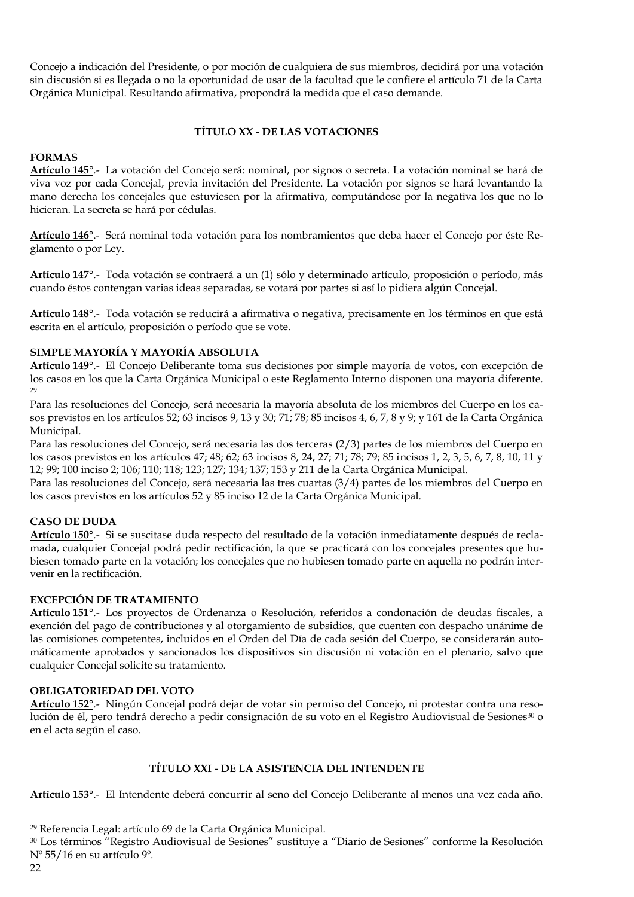Concejo a indicación del Presidente, o por moción de cualquiera de sus miembros, decidirá por una votación sin discusión si es llegada o no la oportunidad de usar de la facultad que le confiere el artículo 71 de la Carta Orgánica Municipal. Resultando afirmativa, propondrá la medida que el caso demande.

## TÍTULO XX - DE LAS VOTACIONES

### FORMAS

**Artículo 145°**.- La votación del Concejo será: nominal, por signos o secreta. La votación nominal se hará de viva voz por cada Concejal, previa invitación del Presidente. La votación por signos se hará levantando la mano derecha los concejales que estuviesen por la afirmativa, computándose por la negativa los que no lo hicieran. La secreta se hará por cédulas.

**Artículo 146°**.- Será nominal toda votación para los nombramientos que deba hacer el Concejo por éste Reglamento o por Ley.

**Artículo 147°**.- Toda votación se contraerá a un (1) sólo y determinado artículo, proposición o período, más cuando éstos contengan varias ideas separadas, se votará por partes si así lo pidiera algún Concejal.

**Artículo 148°**.- Toda votación se reducirá a afirmativa o negativa, precisamente en los términos en que está escrita en el artículo, proposición o período que se vote.

### SIMPLE MAYORÍA Y MAYORÍA ABSOLUTA

**Artículo 149°**.- El Concejo Deliberante toma sus decisiones por simple mayoría de votos, con excepción de los casos en los que la Carta Orgánica Municipal o este Reglamento Interno disponen una mayoría diferente. [29]

Para las resoluciones del Concejo, será necesaria la mayoría absoluta de los miembros del Cuerpo en los casos previstos en los artículos 52; 63 incisos 9, 13 y 30; 71; 78; 85 incisos 4, 6, 7, 8 y 9; y 161 de la Carta Orgánica Municipal.

Para las resoluciones del Concejo, será necesaria las dos terceras (2/3) partes de los miembros del Cuerpo en los casos previstos en los artículos 47; 48; 62; 63 incisos 8, 24, 27; 71; 78; 79; 85 incisos 1, 2, 3, 5, 6, 7, 8, 10, 11 y 12; 99; 100 inciso 2; 106; 110; 118; 123; 127; 134; 137; 153 y 211 de la Carta Orgánica Municipal.

Para las resoluciones del Concejo, será necesaria las tres cuartas (3/4) partes de los miembros del Cuerpo en los casos previstos en los artículos 52 y 85 inciso 12 de la Carta Orgánica Municipal.

### CASO DE DUDA

**Artículo 150°**.- Si se suscitase duda respecto del resultado de la votación inmediatamente después de reclamada, cualquier Concejal podrá pedir rectificación, la que se practicará con los concejales presentes que hubiesen tomado parte en la votación; los concejales que no hubiesen tomado parte en aquella no podrán intervenir en la rectificación.

### EXCEPCIÓN DE TRATAMIENTO

**Artículo 151°**.- Los proyectos de Ordenanza o Resolución, referidos a condonación de deudas fiscales, a exención del pago de contribuciones y al otorgamiento de subsidios, que cuenten con despacho unánime de las comisiones competentes, incluidos en el Orden del Día de cada sesión del Cuerpo, se considerarán automáticamente aprobados y sancionados los dispositivos sin discusión ni votación en el plenario, salvo que cualquier Concejal solicite su tratamiento.

### OBLIGATORIEDAD DEL VOTO

**Artículo 152°**.- Ningún Concejal podrá dejar de votar sin permiso del Concejo, ni protestar contra una resolución de él, pero tendrá derecho a pedir consignación de su voto en el Registro Audiovisual de Sesiones[30] o en el acta según el caso.

## TÍTULO XXI - DE LA ASISTENCIA DEL INTENDENTE

**Artículo 153°**.- El Intendente deberá concurrir al seno del Concejo Deliberante al menos una vez cada año.

---

[29] Referencia Legal: artículo 69 de la Carta Orgánica Municipal.

[30] Los términos "Registro Audiovisual de Sesiones" sustituye a "Diario de Sesiones" conforme la Resolución N° 55/16 en su artículo 9°.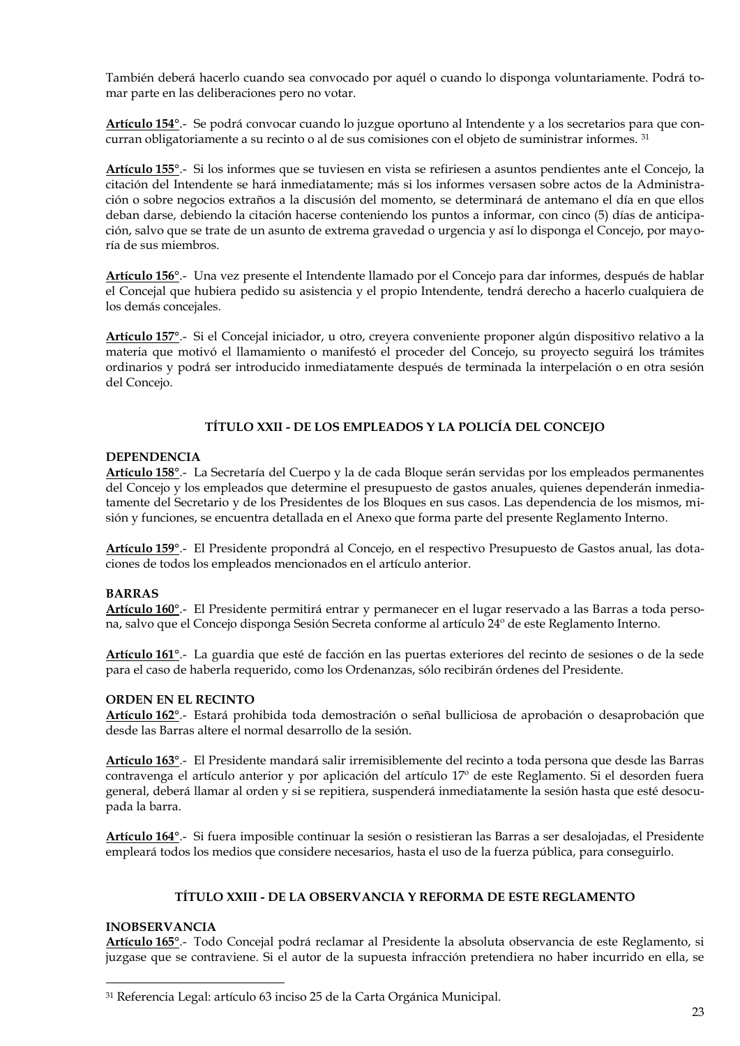También deberá hacerlo cuando sea convocado por aquél o cuando lo disponga voluntariamente. Podrá tomar parte en las deliberaciones pero no votar.

**Artículo 154°**.- Se podrá convocar cuando lo juzgue oportuno al Intendente y a los secretarios para que concurran obligatoriamente a su recinto o al de sus comisiones con el objeto de suministrar informes. [31]

**Artículo 155°**.- Si los informes que se tuviesen en vista se refiriesen a asuntos pendientes ante el Concejo, la citación del Intendente se hará inmediatamente; más si los informes versasen sobre actos de la Administración o sobre negocios extraños a la discusión del momento, se determinará de antemano el día en que ellos deban darse, debiendo la citación hacerse conteniendo los puntos a informar, con cinco (5) días de anticipación, salvo que se trate de un asunto de extrema gravedad o urgencia y así lo disponga el Concejo, por mayoría de sus miembros.

**Artículo 156°**.- Una vez presente el Intendente llamado por el Concejo para dar informes, después de hablar el Concejal que hubiera pedido su asistencia y el propio Intendente, tendrá derecho a hacerlo cualquiera de los demás concejales.

**Artículo 157°**.- Si el Concejal iniciador, u otro, creyera conveniente proponer algún dispositivo relativo a la materia que motivó el llamamiento o manifestó el proceder del Concejo, su proyecto seguirá los trámites ordinarios y podrá ser introducido inmediatamente después de terminada la interpelación o en otra sesión del Concejo.

## TÍTULO XXII - DE LOS EMPLEADOS Y LA POLICÍA DEL CONCEJO

### DEPENDENCIA

**Artículo 158°**.- La Secretaría del Cuerpo y la de cada Bloque serán servidas por los empleados permanentes del Concejo y los empleados que determine el presupuesto de gastos anuales, quienes dependerán inmediatamente del Secretario y de los Presidentes de los Bloques en sus casos. Las dependencia de los mismos, misión y funciones, se encuentra detallada en el Anexo que forma parte del presente Reglamento Interno.

**Artículo 159°**.- El Presidente propondrá al Concejo, en el respectivo Presupuesto de Gastos anual, las dotaciones de todos los empleados mencionados en el artículo anterior.

### BARRAS

**Artículo 160°**.- El Presidente permitirá entrar y permanecer en el lugar reservado a las Barras a toda persona, salvo que el Concejo disponga Sesión Secreta conforme al artículo 24º de este Reglamento Interno.

**Artículo 161°**.- La guardia que esté de facción en las puertas exteriores del recinto de sesiones o de la sede para el caso de haberla requerido, como los Ordenanzas, sólo recibirán órdenes del Presidente.

### ORDEN EN EL RECINTO

**Artículo 162°**.- Estará prohibida toda demostración o señal bulliciosa de aprobación o desaprobación que desde las Barras altere el normal desarrollo de la sesión.

**Artículo 163°**.- El Presidente mandará salir irremisiblemente del recinto a toda persona que desde las Barras contravenga el artículo anterior y por aplicación del artículo 17º de este Reglamento. Si el desorden fuera general, deberá llamar al orden y si se repitiera, suspenderá inmediatamente la sesión hasta que esté desocupada la barra.

**Artículo 164°**.- Si fuera imposible continuar la sesión o resistieran las Barras a ser desalojadas, el Presidente empleará todos los medios que considere necesarios, hasta el uso de la fuerza pública, para conseguirlo.

## TÍTULO XXIII - DE LA OBSERVANCIA Y REFORMA DE ESTE REGLAMENTO

### INOBSERVANCIA

**Artículo 165°**.- Todo Concejal podrá reclamar al Presidente la absoluta observancia de este Reglamento, si juzgase que se contraviene. Si el autor de la supuesta infracción pretendiera no haber incurrido en ella, se

---

[31] Referencia Legal: artículo 63 inciso 25 de la Carta Orgánica Municipal.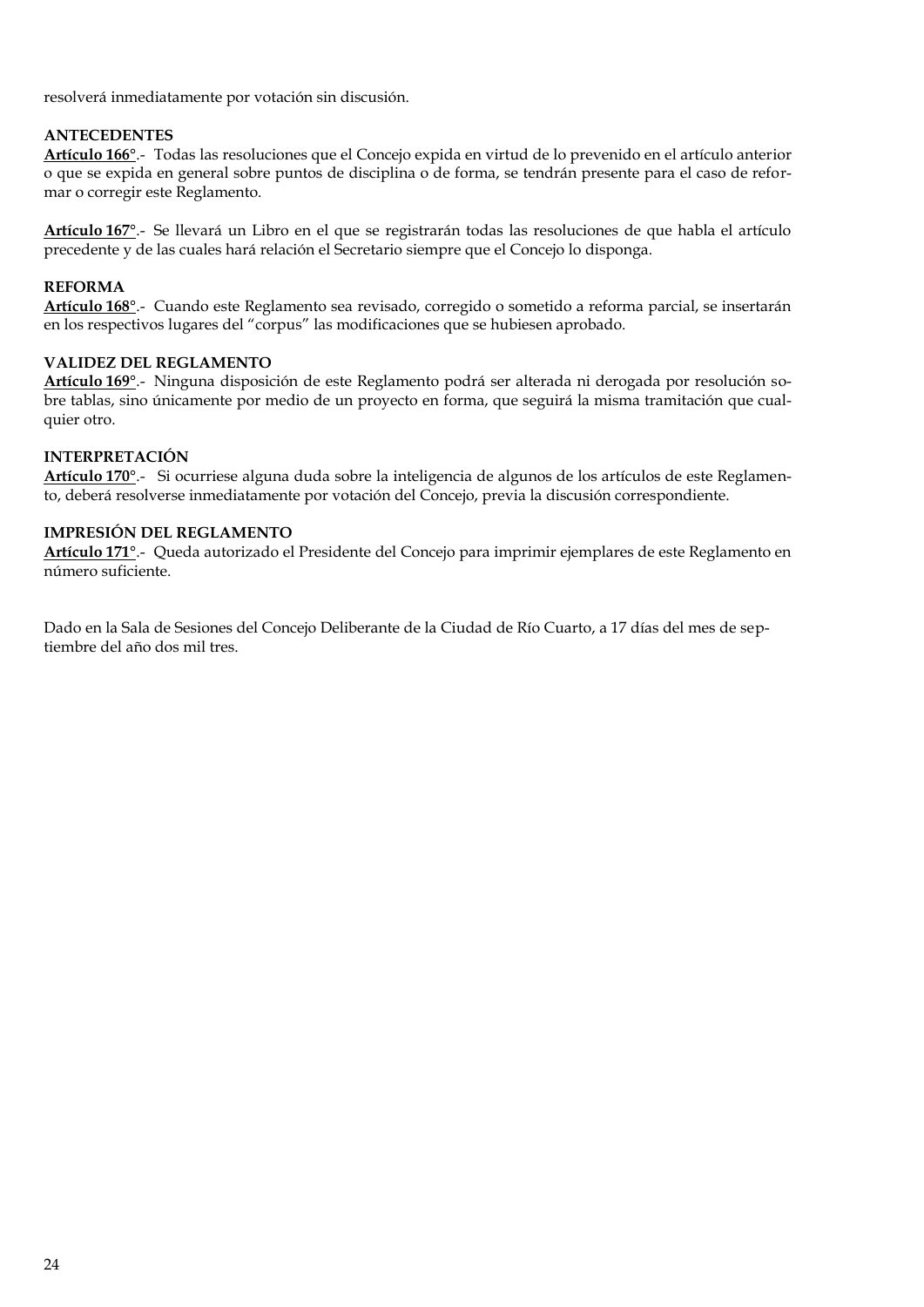resolverá inmediatamente por votación sin discusión.

**ANTECEDENTES**

**Artículo 166°**.- Todas las resoluciones que el Concejo expida en virtud de lo prevenido en el artículo anterior o que se expida en general sobre puntos de disciplina o de forma, se tendrán presente para el caso de reformar o corregir este Reglamento.

**Artículo 167°**.- Se llevará un Libro en el que se registrarán todas las resoluciones de que habla el artículo precedente y de las cuales hará relación el Secretario siempre que el Concejo lo disponga.

**REFORMA**

**Artículo 168°**.- Cuando este Reglamento sea revisado, corregido o sometido a reforma parcial, se insertarán en los respectivos lugares del "corpus" las modificaciones que se hubiesen aprobado.

**VALIDEZ DEL REGLAMENTO**

**Artículo 169°**.- Ninguna disposición de este Reglamento podrá ser alterada ni derogada por resolución sobre tablas, sino únicamente por medio de un proyecto en forma, que seguirá la misma tramitación que cualquier otro.

**INTERPRETACIÓN**

**Artículo 170°**.- Si ocurriese alguna duda sobre la inteligencia de algunos de los artículos de este Reglamento, deberá resolverse inmediatamente por votación del Concejo, previa la discusión correspondiente.

**IMPRESIÓN DEL REGLAMENTO**

**Artículo 171°**.- Queda autorizado el Presidente del Concejo para imprimir ejemplares de este Reglamento en número suficiente.

Dado en la Sala de Sesiones del Concejo Deliberante de la Ciudad de Río Cuarto, a 17 días del mes de septiembre del año dos mil tres.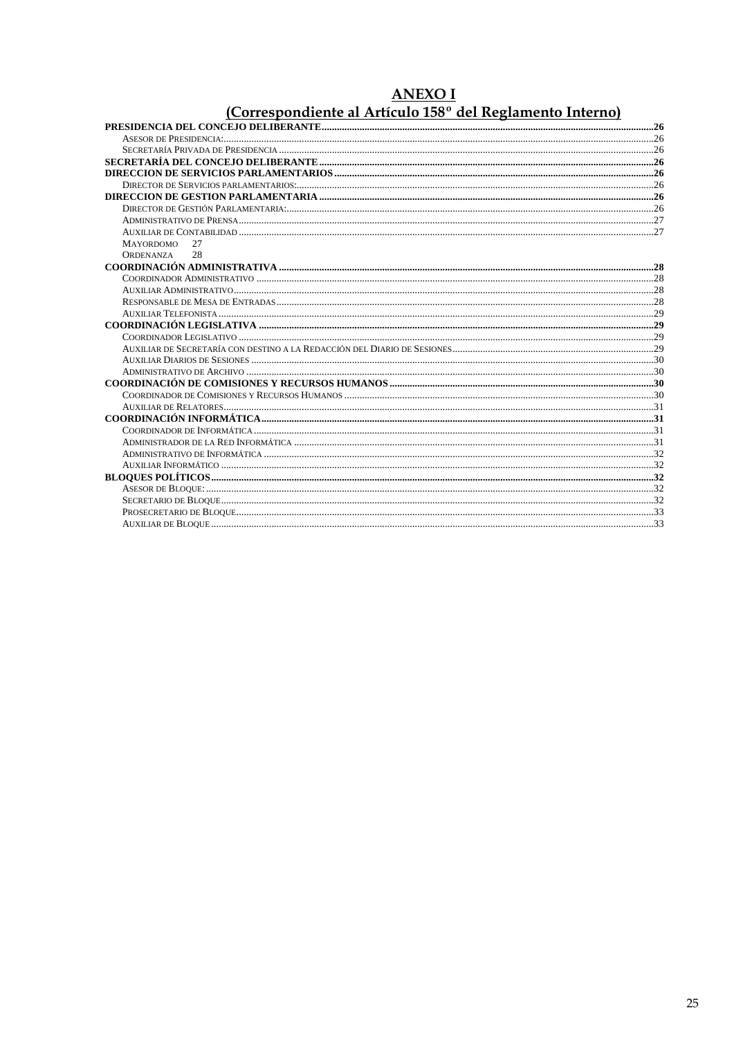# ANEXO I

## (Correspondiente al Artículo 158° del Reglamento Interno)

**PRESIDENCIA DEL CONCEJO DELIBERANTE** .......... 26
- Asesor de Presidencia: .......... 26
- Secretaría Privada de Presidencia .......... 26

**SECRETARÍA DEL CONCEJO DELIBERANTE** .......... 26

**DIRECCION DE SERVICIOS PARLAMENTARIOS** .......... 26
- Director de Servicios parlamentarios: .......... 26

**DIRECCION DE GESTION PARLAMENTARIA** .......... 26
- Director de Gestión Parlamentaria: .......... 26
- Administrativo de Prensa .......... 27
- Auxiliar de Contabilidad .......... 27
- Mayordomo 27
- Ordenanza 28

**COORDINACIÓN ADMINISTRATIVA** .......... 28
- Coordinador Administrativo .......... 28
- Auxiliar Administrativo .......... 28
- Responsable de Mesa de Entradas .......... 28
- Auxiliar Telefonista .......... 29

**COORDINACIÓN LEGISLATIVA** .......... 29
- Coordinador Legislativo .......... 29
- Auxiliar de Secretaría con destino a la Redacción del Diario de Sesiones .......... 29
- Auxiliar Diarios de Sesiones .......... 30
- Administrativo de Archivo .......... 30

**COORDINACIÓN DE COMISIONES Y RECURSOS HUMANOS** .......... 30
- Coordinador de Comisiones y Recursos Humanos .......... 30
- Auxiliar de Relatores .......... 31

**COORDINACIÓN INFORMÁTICA** .......... 31
- Coordinador de Informática .......... 31
- Administrador de la Red Informática .......... 31
- Administrativo de Informática .......... 32
- Auxiliar Informático .......... 32

**BLOQUES POLÍTICOS** .......... 32
- Asesor de Bloque: .......... 32
- Secretario de Bloque .......... 32
- Prosecretario de Bloque .......... 33
- Auxiliar de Bloque .......... 33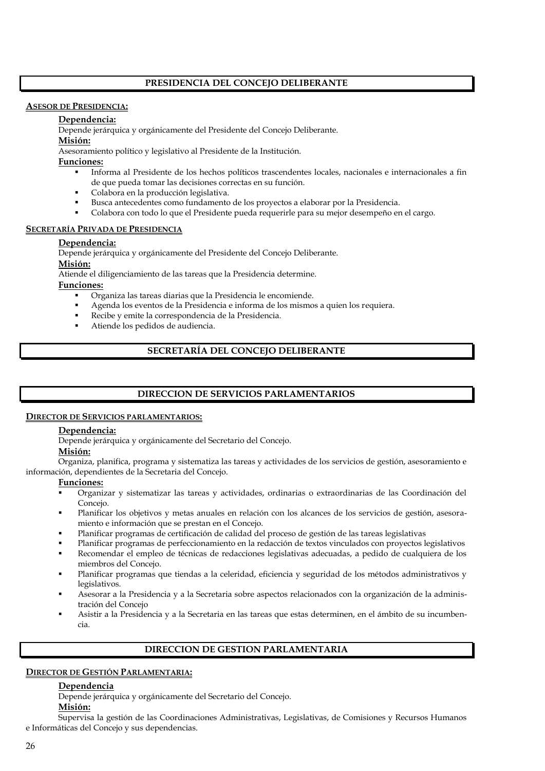## PRESIDENCIA DEL CONCEJO DELIBERANTE

**ASESOR DE PRESIDENCIA:**

**Dependencia:**

Depende jerárquica y orgánicamente del Presidente del Concejo Deliberante.

**Misión:**

Asesoramiento político y legislativo al Presidente de la Institución.

**Funciones:**

- Informa al Presidente de los hechos políticos trascendentes locales, nacionales e internacionales a fin de que pueda tomar las decisiones correctas en su función.
- Colabora en la producción legislativa.
- Busca antecedentes como fundamento de los proyectos a elaborar por la Presidencia.
- Colabora con todo lo que el Presidente pueda requerirle para su mejor desempeño en el cargo.

**SECRETARÍA PRIVADA DE PRESIDENCIA**

**Dependencia:**

Depende jerárquica y orgánicamente del Presidente del Concejo Deliberante.

**Misión:**

Atiende el diligenciamiento de las tareas que la Presidencia determine.

**Funciones:**

- Organiza las tareas diarias que la Presidencia le encomiende.
- Agenda los eventos de la Presidencia e informa de los mismos a quien los requiera.
- Recibe y emite la correspondencia de la Presidencia.
- Atiende los pedidos de audiencia.

## SECRETARÍA DEL CONCEJO DELIBERANTE

## DIRECCION DE SERVICIOS PARLAMENTARIOS

**DIRECTOR DE SERVICIOS PARLAMENTARIOS:**

**Dependencia:**

Depende jerárquica y orgánicamente del Secretario del Concejo.

**Misión:**

Organiza, planifica, programa y sistematiza las tareas y actividades de los servicios de gestión, asesoramiento e información, dependientes de la Secretaria del Concejo.

**Funciones:**

- Organizar y sistematizar las tareas y actividades, ordinarias o extraordinarias de las Coordinación del Concejo.
- Planificar los objetivos y metas anuales en relación con los alcances de los servicios de gestión, asesoramiento e información que se prestan en el Concejo.
- Planificar programas de certificación de calidad del proceso de gestión de las tareas legislativas
- Planificar programas de perfeccionamiento en la redacción de textos vinculados con proyectos legislativos
- Recomendar el empleo de técnicas de redacciones legislativas adecuadas, a pedido de cualquiera de los miembros del Concejo.
- Planificar programas que tiendas a la celeridad, eficiencia y seguridad de los métodos administrativos y legislativos.
- Asesorar a la Presidencia y a la Secretaria sobre aspectos relacionados con la organización de la administración del Concejo
- Asistir a la Presidencia y a la Secretaria en las tareas que estas determinen, en el ámbito de su incumbencia.

## DIRECCION DE GESTION PARLAMENTARIA

**DIRECTOR DE GESTIÓN PARLAMENTARIA:**

**Dependencia**

Depende jerárquica y orgánicamente del Secretario del Concejo.

**Misión:**

Supervisa la gestión de las Coordinaciones Administrativas, Legislativas, de Comisiones y Recursos Humanos e Informáticas del Concejo y sus dependencias.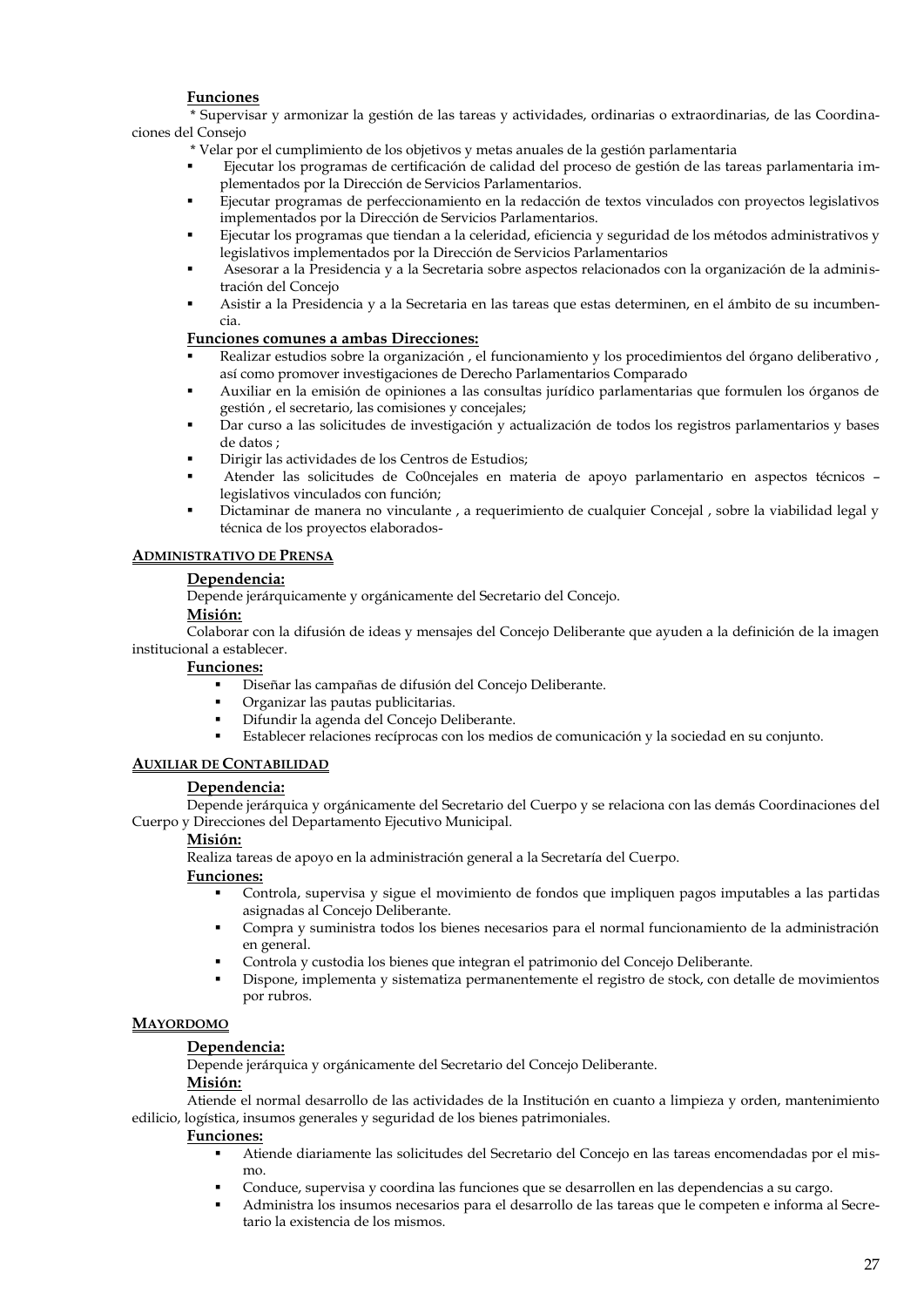**Funciones**

\* Supervisar y armonizar la gestión de las tareas y actividades, ordinarias o extraordinarias, de las Coordinaciones del Consejo

\* Velar por el cumplimiento de los objetivos y metas anuales de la gestión parlamentaria

- Ejecutar los programas de certificación de calidad del proceso de gestión de las tareas parlamentaria implementados por la Dirección de Servicios Parlamentarios.
- Ejecutar programas de perfeccionamiento en la redacción de textos vinculados con proyectos legislativos implementados por la Dirección de Servicios Parlamentarios.
- Ejecutar los programas que tiendan a la celeridad, eficiencia y seguridad de los métodos administrativos y legislativos implementados por la Dirección de Servicios Parlamentarios
- Asesorar a la Presidencia y a la Secretaria sobre aspectos relacionados con la organización de la administración del Concejo
- Asistir a la Presidencia y a la Secretaria en las tareas que estas determinen, en el ámbito de su incumbencia.

**Funciones comunes a ambas Direcciones:**

- Realizar estudios sobre la organización , el funcionamiento y los procedimientos del órgano deliberativo , así como promover investigaciones de Derecho Parlamentarios Comparado
- Auxiliar en la emisión de opiniones a las consultas jurídico parlamentarias que formulen los órganos de gestión , el secretario, las comisiones y concejales;
- Dar curso a las solicitudes de investigación y actualización de todos los registros parlamentarios y bases de datos ;
- Dirigir las actividades de los Centros de Estudios;
- Atender las solicitudes de Co0ncejales en materia de apoyo parlamentario en aspectos técnicos – legislativos vinculados con función;
- Dictaminar de manera no vinculante , a requerimiento de cualquier Concejal , sobre la viabilidad legal y técnica de los proyectos elaborados-

## ADMINISTRATIVO DE PRENSA

**Dependencia:**

Depende jerárquicamente y orgánicamente del Secretario del Concejo.

**Misión:**

Colaborar con la difusión de ideas y mensajes del Concejo Deliberante que ayuden a la definición de la imagen institucional a establecer.

**Funciones:**

- Diseñar las campañas de difusión del Concejo Deliberante.
- Organizar las pautas publicitarias.
- Difundir la agenda del Concejo Deliberante.
- Establecer relaciones recíprocas con los medios de comunicación y la sociedad en su conjunto.

## AUXILIAR DE CONTABILIDAD

**Dependencia:**

Depende jerárquica y orgánicamente del Secretario del Cuerpo y se relaciona con las demás Coordinaciones del Cuerpo y Direcciones del Departamento Ejecutivo Municipal.

**Misión:**

Realiza tareas de apoyo en la administración general a la Secretaría del Cuerpo.

**Funciones:**

- Controla, supervisa y sigue el movimiento de fondos que impliquen pagos imputables a las partidas asignadas al Concejo Deliberante.
- Compra y suministra todos los bienes necesarios para el normal funcionamiento de la administración en general.
- Controla y custodia los bienes que integran el patrimonio del Concejo Deliberante.
- Dispone, implementa y sistematiza permanentemente el registro de stock, con detalle de movimientos por rubros.

## MAYORDOMO

**Dependencia:**

Depende jerárquica y orgánicamente del Secretario del Concejo Deliberante.

**Misión:**

Atiende el normal desarrollo de las actividades de la Institución en cuanto a limpieza y orden, mantenimiento edilicio, logística, insumos generales y seguridad de los bienes patrimoniales.

**Funciones:**

- Atiende diariamente las solicitudes del Secretario del Concejo en las tareas encomendadas por el mismo.
- Conduce, supervisa y coordina las funciones que se desarrollen en las dependencias a su cargo.
- Administra los insumos necesarios para el desarrollo de las tareas que le competen e informa al Secretario la existencia de los mismos.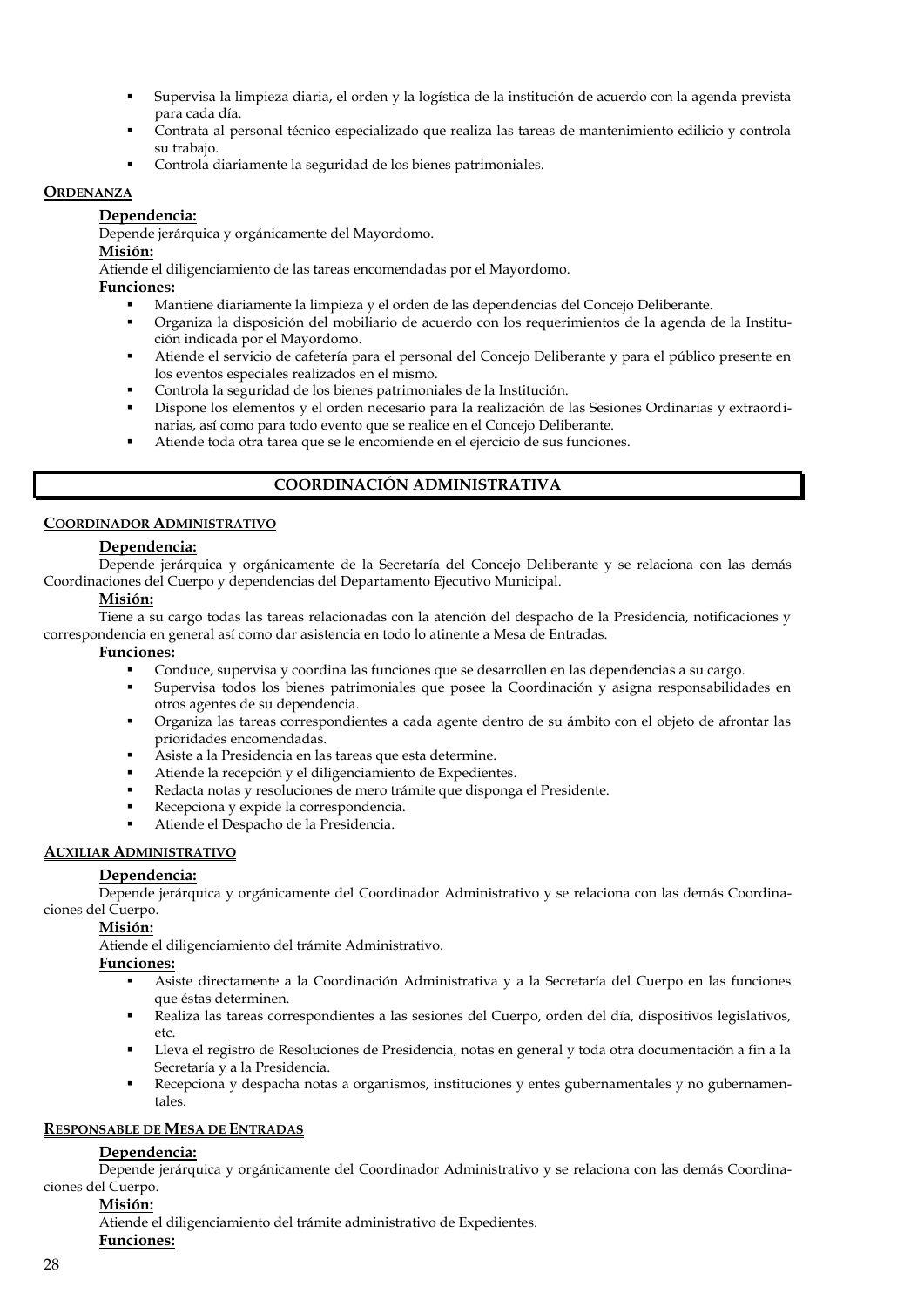- Supervisa la limpieza diaria, el orden y la logística de la institución de acuerdo con la agenda prevista para cada día.
- Contrata al personal técnico especializado que realiza las tareas de mantenimiento edilicio y controla su trabajo.
- Controla diariamente la seguridad de los bienes patrimoniales.

#### ORDENANZA

**Dependencia:**

Depende jerárquica y orgánicamente del Mayordomo.

**Misión:**

Atiende el diligenciamiento de las tareas encomendadas por el Mayordomo.

**Funciones:**

- Mantiene diariamente la limpieza y el orden de las dependencias del Concejo Deliberante.
- Organiza la disposición del mobiliario de acuerdo con los requerimientos de la agenda de la Institución indicada por el Mayordomo.
- Atiende el servicio de cafetería para el personal del Concejo Deliberante y para el público presente en los eventos especiales realizados en el mismo.
- Controla la seguridad de los bienes patrimoniales de la Institución.
- Dispone los elementos y el orden necesario para la realización de las Sesiones Ordinarias y extraordinarias, así como para todo evento que se realice en el Concejo Deliberante.
- Atiende toda otra tarea que se le encomiende en el ejercicio de sus funciones.

## COORDINACIÓN ADMINISTRATIVA

#### COORDINADOR ADMINISTRATIVO

**Dependencia:**

Depende jerárquica y orgánicamente de la Secretaría del Concejo Deliberante y se relaciona con las demás Coordinaciones del Cuerpo y dependencias del Departamento Ejecutivo Municipal.

**Misión:**

Tiene a su cargo todas las tareas relacionadas con la atención del despacho de la Presidencia, notificaciones y correspondencia en general así como dar asistencia en todo lo atinente a Mesa de Entradas.

**Funciones:**

- Conduce, supervisa y coordina las funciones que se desarrollen en las dependencias a su cargo.
- Supervisa todos los bienes patrimoniales que posee la Coordinación y asigna responsabilidades en otros agentes de su dependencia.
- Organiza las tareas correspondientes a cada agente dentro de su ámbito con el objeto de afrontar las prioridades encomendadas.
- Asiste a la Presidencia en las tareas que esta determine.
- Atiende la recepción y el diligenciamiento de Expedientes.
- Redacta notas y resoluciones de mero trámite que disponga el Presidente.
- Recepciona y expide la correspondencia.
- Atiende el Despacho de la Presidencia.

#### AUXILIAR ADMINISTRATIVO

**Dependencia:**

Depende jerárquica y orgánicamente del Coordinador Administrativo y se relaciona con las demás Coordinaciones del Cuerpo.

**Misión:**

Atiende el diligenciamiento del trámite Administrativo.

**Funciones:**

- Asiste directamente a la Coordinación Administrativa y a la Secretaría del Cuerpo en las funciones que éstas determinen.
- Realiza las tareas correspondientes a las sesiones del Cuerpo, orden del día, dispositivos legislativos, etc.
- Lleva el registro de Resoluciones de Presidencia, notas en general y toda otra documentación a fin a la Secretaría y a la Presidencia.
- Recepciona y despacha notas a organismos, instituciones y entes gubernamentales y no gubernamentales.

#### RESPONSABLE DE MESA DE ENTRADAS

**Dependencia:**

Depende jerárquica y orgánicamente del Coordinador Administrativo y se relaciona con las demás Coordinaciones del Cuerpo.

**Misión:**

Atiende el diligenciamiento del trámite administrativo de Expedientes.

**Funciones:**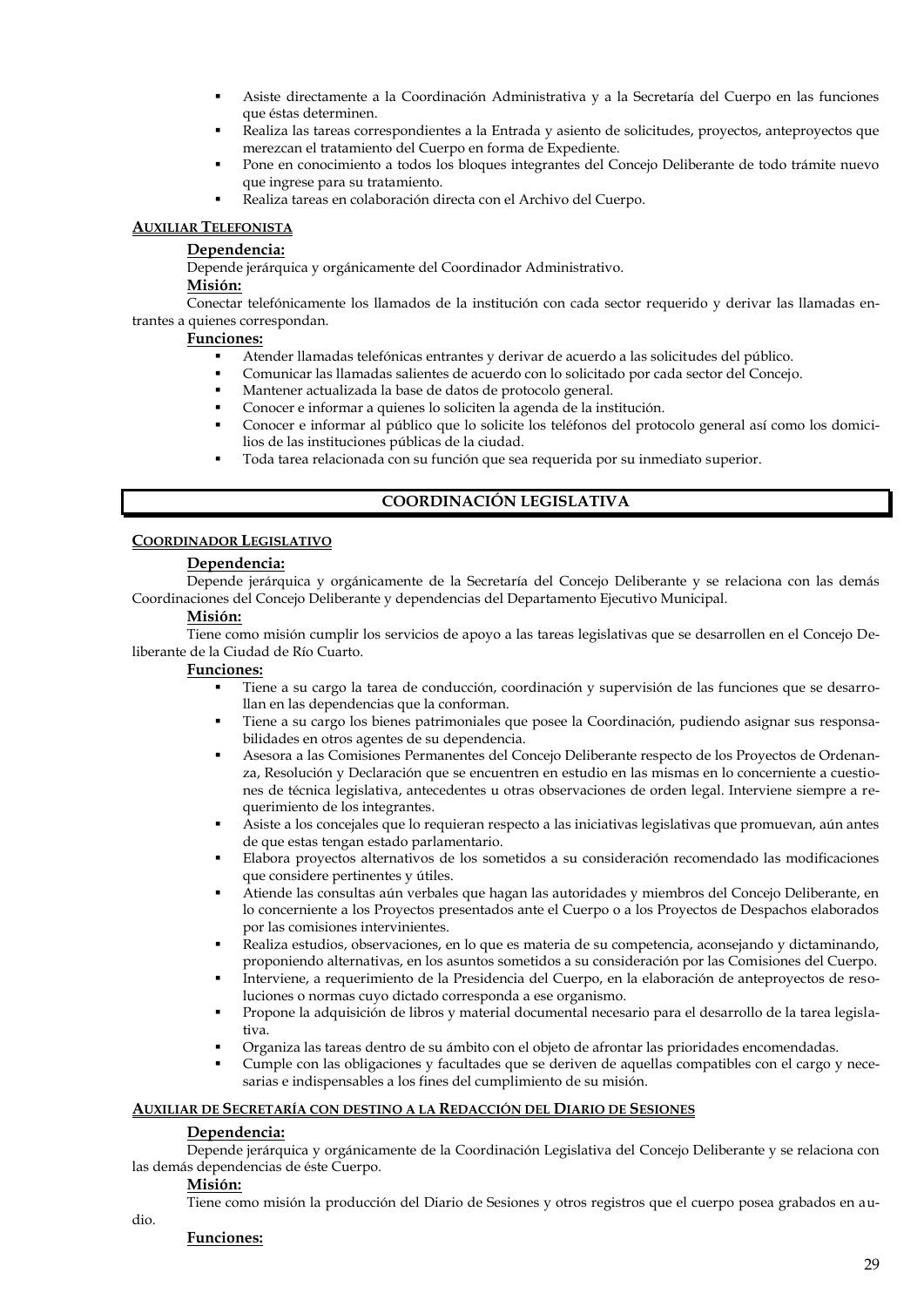- Asiste directamente a la Coordinación Administrativa y a la Secretaría del Cuerpo en las funciones que éstas determinen.
- Realiza las tareas correspondientes a la Entrada y asiento de solicitudes, proyectos, anteproyectos que merezcan el tratamiento del Cuerpo en forma de Expediente.
- Pone en conocimiento a todos los bloques integrantes del Concejo Deliberante de todo trámite nuevo que ingrese para su tratamiento.
- Realiza tareas en colaboración directa con el Archivo del Cuerpo.

#### AUXILIAR TELEFONISTA

**Dependencia:**

Depende jerárquica y orgánicamente del Coordinador Administrativo.

**Misión:**

Conectar telefónicamente los llamados de la institución con cada sector requerido y derivar las llamadas entrantes a quienes correspondan.

**Funciones:**

- Atender llamadas telefónicas entrantes y derivar de acuerdo a las solicitudes del público.
- Comunicar las llamadas salientes de acuerdo con lo solicitado por cada sector del Concejo.
- Mantener actualizada la base de datos de protocolo general.
- Conocer e informar a quienes lo soliciten la agenda de la institución.
- Conocer e informar al público que lo solicite los teléfonos del protocolo general así como los domicilios de las instituciones públicas de la ciudad.
- Toda tarea relacionada con su función que sea requerida por su inmediato superior.

## COORDINACIÓN LEGISLATIVA

#### COORDINADOR LEGISLATIVO

**Dependencia:**

Depende jerárquica y orgánicamente de la Secretaría del Concejo Deliberante y se relaciona con las demás Coordinaciones del Concejo Deliberante y dependencias del Departamento Ejecutivo Municipal.

**Misión:**

Tiene como misión cumplir los servicios de apoyo a las tareas legislativas que se desarrollen en el Concejo Deliberante de la Ciudad de Río Cuarto.

**Funciones:**

- Tiene a su cargo la tarea de conducción, coordinación y supervisión de las funciones que se desarrollan en las dependencias que la conforman.
- Tiene a su cargo los bienes patrimoniales que posee la Coordinación, pudiendo asignar sus responsabilidades en otros agentes de su dependencia.
- Asesora a las Comisiones Permanentes del Concejo Deliberante respecto de los Proyectos de Ordenanza, Resolución y Declaración que se encuentren en estudio en las mismas en lo concerniente a cuestiones de técnica legislativa, antecedentes u otras observaciones de orden legal. Interviene siempre a requerimiento de los integrantes.
- Asiste a los concejales que lo requieran respecto a las iniciativas legislativas que promuevan, aún antes de que estas tengan estado parlamentario.
- Elabora proyectos alternativos de los sometidos a su consideración recomendado las modificaciones que considere pertinentes y útiles.
- Atiende las consultas aún verbales que hagan las autoridades y miembros del Concejo Deliberante, en lo concerniente a los Proyectos presentados ante el Cuerpo o a los Proyectos de Despachos elaborados por las comisiones intervinientes.
- Realiza estudios, observaciones, en lo que es materia de su competencia, aconsejando y dictaminando, proponiendo alternativas, en los asuntos sometidos a su consideración por las Comisiones del Cuerpo.
- Interviene, a requerimiento de la Presidencia del Cuerpo, en la elaboración de anteproyectos de resoluciones o normas cuyo dictado corresponda a ese organismo.
- Propone la adquisición de libros y material documental necesario para el desarrollo de la tarea legislativa.
- Organiza las tareas dentro de su ámbito con el objeto de afrontar las prioridades encomendadas.
- Cumple con las obligaciones y facultades que se deriven de aquellas compatibles con el cargo y necesarias e indispensables a los fines del cumplimiento de su misión.

#### AUXILIAR DE SECRETARÍA CON DESTINO A LA REDACCIÓN DEL DIARIO DE SESIONES

**Dependencia:**

Depende jerárquica y orgánicamente de la Coordinación Legislativa del Concejo Deliberante y se relaciona con las demás dependencias de éste Cuerpo.

**Misión:**

Tiene como misión la producción del Diario de Sesiones y otros registros que el cuerpo posea grabados en audio.

**Funciones:**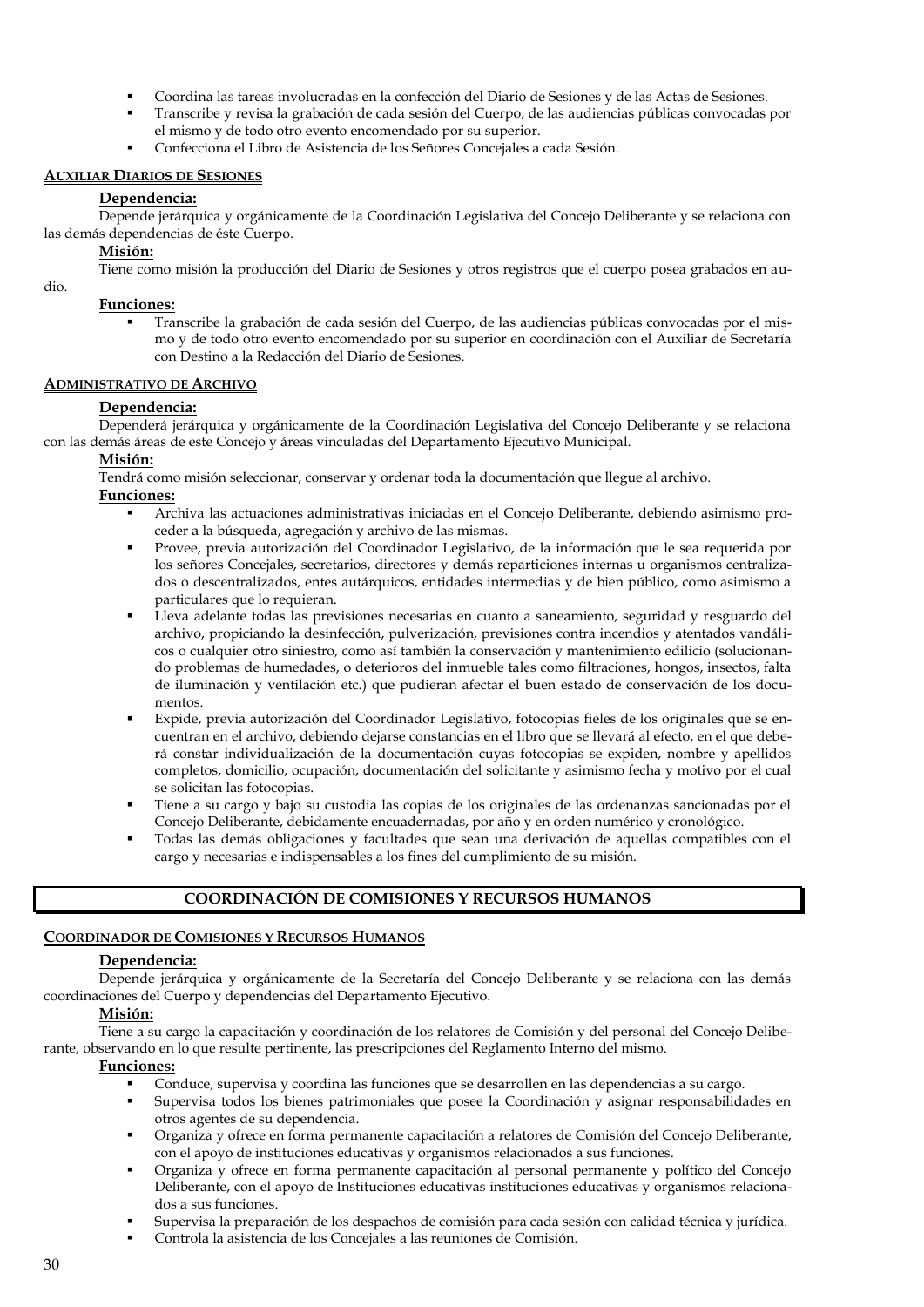- Coordina las tareas involucradas en la confección del Diario de Sesiones y de las Actas de Sesiones.
- Transcribe y revisa la grabación de cada sesión del Cuerpo, de las audiencias públicas convocadas por el mismo y de todo otro evento encomendado por su superior.
- Confecciona el Libro de Asistencia de los Señores Concejales a cada Sesión.

#### AUXILIAR DIARIOS DE SESIONES

**Dependencia:**

Depende jerárquica y orgánicamente de la Coordinación Legislativa del Concejo Deliberante y se relaciona con las demás dependencias de éste Cuerpo.

**Misión:**

Tiene como misión la producción del Diario de Sesiones y otros registros que el cuerpo posea grabados en audio.

**Funciones:**

- Transcribe la grabación de cada sesión del Cuerpo, de las audiencias públicas convocadas por el mismo y de todo otro evento encomendado por su superior en coordinación con el Auxiliar de Secretaría con Destino a la Redacción del Diario de Sesiones.

#### ADMINISTRATIVO DE ARCHIVO

**Dependencia:**

Dependerá jerárquica y orgánicamente de la Coordinación Legislativa del Concejo Deliberante y se relaciona con las demás áreas de este Concejo y áreas vinculadas del Departamento Ejecutivo Municipal.

**Misión:**

Tendrá como misión seleccionar, conservar y ordenar toda la documentación que llegue al archivo.

**Funciones:**

- Archiva las actuaciones administrativas iniciadas en el Concejo Deliberante, debiendo asimismo proceder a la búsqueda, agregación y archivo de las mismas.
- Provee, previa autorización del Coordinador Legislativo, de la información que le sea requerida por los señores Concejales, secretarios, directores y demás reparticiones internas u organismos centralizados o descentralizados, entes autárquicos, entidades intermedias y de bien público, como asimismo a particulares que lo requieran.
- Lleva adelante todas las previsiones necesarias en cuanto a saneamiento, seguridad y resguardo del archivo, propiciando la desinfección, pulverización, previsiones contra incendios y atentados vandálicos o cualquier otro siniestro, como así también la conservación y mantenimiento edilicio (solucionando problemas de humedades, o deterioros del inmueble tales como filtraciones, hongos, insectos, falta de iluminación y ventilación etc.) que pudieran afectar el buen estado de conservación de los documentos.
- Expide, previa autorización del Coordinador Legislativo, fotocopias fieles de los originales que se encuentran en el archivo, debiendo dejarse constancias en el libro que se llevará al efecto, en el que deberá constar individualización de la documentación cuyas fotocopias se expiden, nombre y apellidos completos, domicilio, ocupación, documentación del solicitante y asimismo fecha y motivo por el cual se solicitan las fotocopias.
- Tiene a su cargo y bajo su custodia las copias de los originales de las ordenanzas sancionadas por el Concejo Deliberante, debidamente encuadernadas, por año y en orden numérico y cronológico.
- Todas las demás obligaciones y facultades que sean una derivación de aquellas compatibles con el cargo y necesarias e indispensables a los fines del cumplimiento de su misión.

## COORDINACIÓN DE COMISIONES Y RECURSOS HUMANOS

#### COORDINADOR DE COMISIONES Y RECURSOS HUMANOS

**Dependencia:**

Depende jerárquica y orgánicamente de la Secretaría del Concejo Deliberante y se relaciona con las demás coordinaciones del Cuerpo y dependencias del Departamento Ejecutivo.

**Misión:**

Tiene a su cargo la capacitación y coordinación de los relatores de Comisión y del personal del Concejo Deliberante, observando en lo que resulte pertinente, las prescripciones del Reglamento Interno del mismo.

**Funciones:**

- Conduce, supervisa y coordina las funciones que se desarrollen en las dependencias a su cargo.
- Supervisa todos los bienes patrimoniales que posee la Coordinación y asignar responsabilidades en otros agentes de su dependencia.
- Organiza y ofrece en forma permanente capacitación a relatores de Comisión del Concejo Deliberante, con el apoyo de instituciones educativas y organismos relacionados a sus funciones.
- Organiza y ofrece en forma permanente capacitación al personal permanente y político del Concejo Deliberante, con el apoyo de Instituciones educativas instituciones educativas y organismos relacionados a sus funciones.
- Supervisa la preparación de los despachos de comisión para cada sesión con calidad técnica y jurídica.
- Controla la asistencia de los Concejales a las reuniones de Comisión.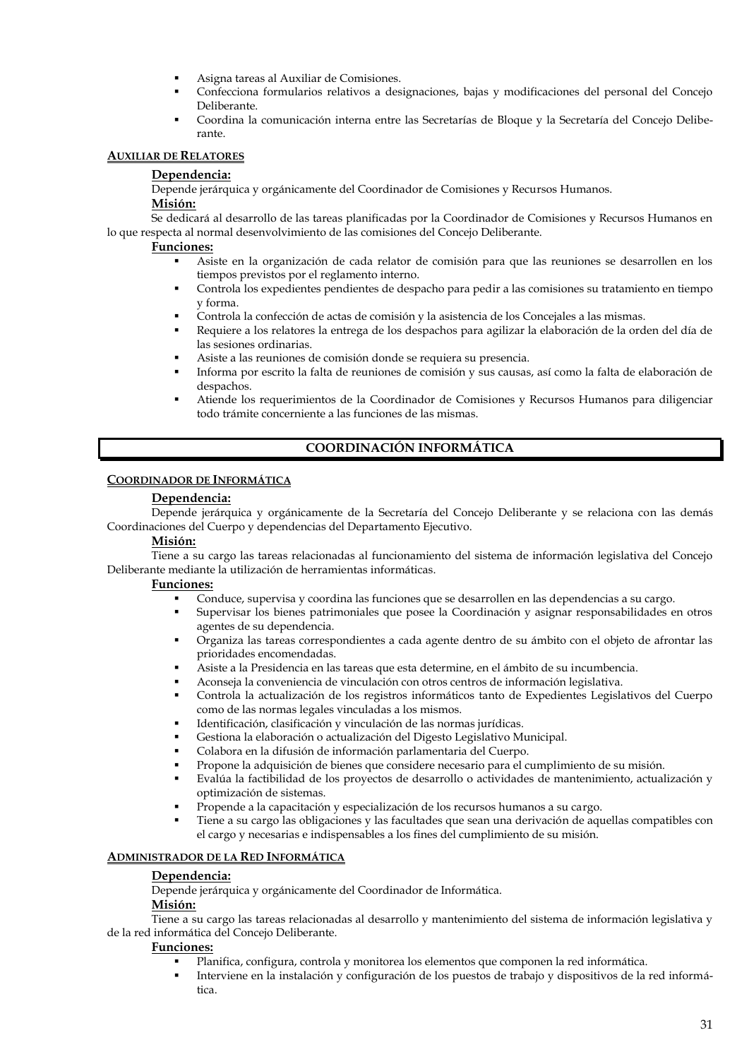- Asigna tareas al Auxiliar de Comisiones.
- Confecciona formularios relativos a designaciones, bajas y modificaciones del personal del Concejo Deliberante.
- Coordina la comunicación interna entre las Secretarías de Bloque y la Secretaría del Concejo Deliberante.

#### AUXILIAR DE RELATORES

**Dependencia:**

Depende jerárquica y orgánicamente del Coordinador de Comisiones y Recursos Humanos.

**Misión:**

Se dedicará al desarrollo de las tareas planificadas por la Coordinador de Comisiones y Recursos Humanos en lo que respecta al normal desenvolvimiento de las comisiones del Concejo Deliberante.

**Funciones:**

- Asiste en la organización de cada relator de comisión para que las reuniones se desarrollen en los tiempos previstos por el reglamento interno.
- Controla los expedientes pendientes de despacho para pedir a las comisiones su tratamiento en tiempo y forma.
- Controla la confección de actas de comisión y la asistencia de los Concejales a las mismas.
- Requiere a los relatores la entrega de los despachos para agilizar la elaboración de la orden del día de las sesiones ordinarias.
- Asiste a las reuniones de comisión donde se requiera su presencia.
- Informa por escrito la falta de reuniones de comisión y sus causas, así como la falta de elaboración de despachos.
- Atiende los requerimientos de la Coordinador de Comisiones y Recursos Humanos para diligenciar todo trámite concerniente a las funciones de las mismas.

## COORDINACIÓN INFORMÁTICA

#### COORDINADOR DE INFORMÁTICA

**Dependencia:**

Depende jerárquica y orgánicamente de la Secretaría del Concejo Deliberante y se relaciona con las demás Coordinaciones del Cuerpo y dependencias del Departamento Ejecutivo.

**Misión:**

Tiene a su cargo las tareas relacionadas al funcionamiento del sistema de información legislativa del Concejo Deliberante mediante la utilización de herramientas informáticas.

**Funciones:**

- Conduce, supervisa y coordina las funciones que se desarrollen en las dependencias a su cargo.
- Supervisar los bienes patrimoniales que posee la Coordinación y asignar responsabilidades en otros agentes de su dependencia.
- Organiza las tareas correspondientes a cada agente dentro de su ámbito con el objeto de afrontar las prioridades encomendadas.
- Asiste a la Presidencia en las tareas que esta determine, en el ámbito de su incumbencia.
- Aconseja la conveniencia de vinculación con otros centros de información legislativa.
- Controla la actualización de los registros informáticos tanto de Expedientes Legislativos del Cuerpo como de las normas legales vinculadas a los mismos.
- Identificación, clasificación y vinculación de las normas jurídicas.
- Gestiona la elaboración o actualización del Digesto Legislativo Municipal.
- Colabora en la difusión de información parlamentaria del Cuerpo.
- Propone la adquisición de bienes que considere necesario para el cumplimiento de su misión.
- Evalúa la factibilidad de los proyectos de desarrollo o actividades de mantenimiento, actualización y optimización de sistemas.
- Propende a la capacitación y especialización de los recursos humanos a su cargo.
- Tiene a su cargo las obligaciones y las facultades que sean una derivación de aquellas compatibles con el cargo y necesarias e indispensables a los fines del cumplimiento de su misión.

#### ADMINISTRADOR DE LA RED INFORMÁTICA

**Dependencia:**

Depende jerárquica y orgánicamente del Coordinador de Informática.

**Misión:**

Tiene a su cargo las tareas relacionadas al desarrollo y mantenimiento del sistema de información legislativa y de la red informática del Concejo Deliberante.

**Funciones:**

- Planifica, configura, controla y monitorea los elementos que componen la red informática.
- Interviene en la instalación y configuración de los puestos de trabajo y dispositivos de la red informática.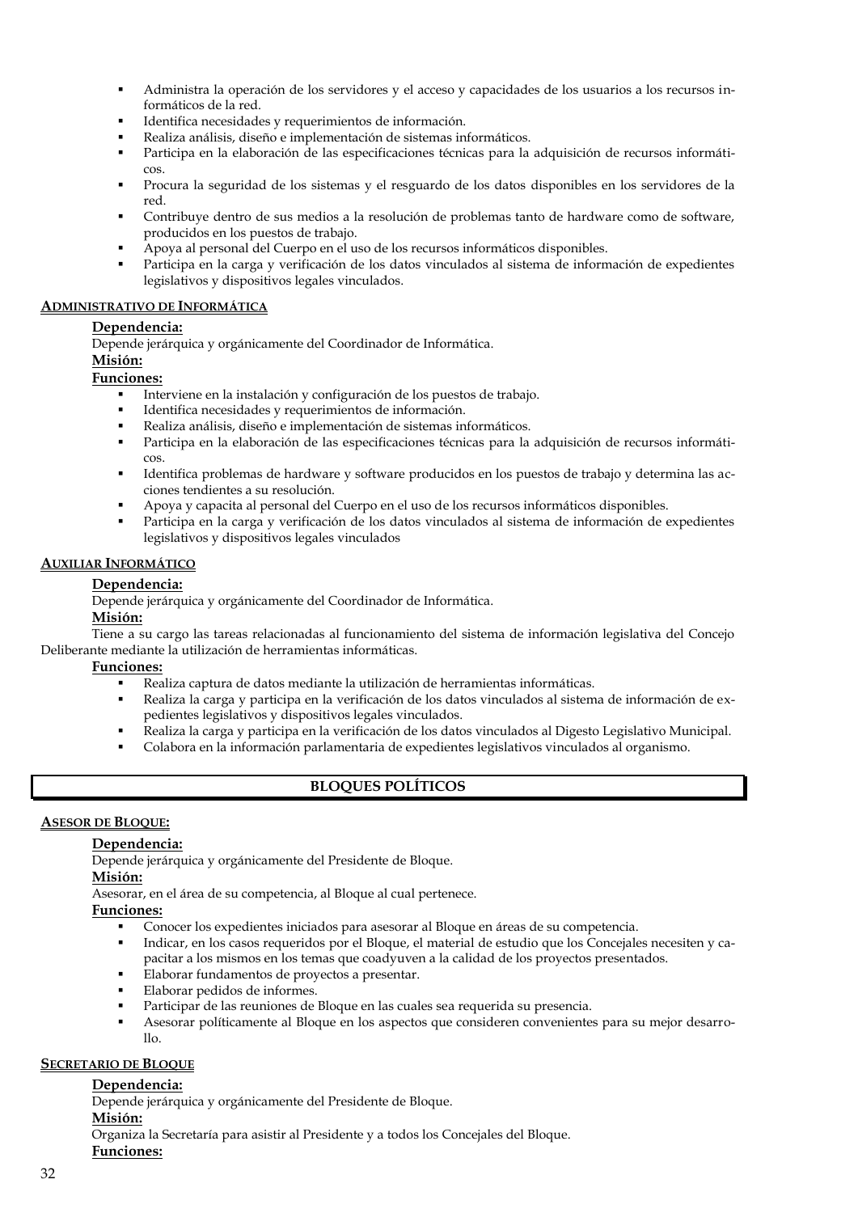- Administra la operación de los servidores y el acceso y capacidades de los usuarios a los recursos informáticos de la red.
- Identifica necesidades y requerimientos de información.
- Realiza análisis, diseño e implementación de sistemas informáticos.
- Participa en la elaboración de las especificaciones técnicas para la adquisición de recursos informáticos.
- Procura la seguridad de los sistemas y el resguardo de los datos disponibles en los servidores de la red.
- Contribuye dentro de sus medios a la resolución de problemas tanto de hardware como de software, producidos en los puestos de trabajo.
- Apoya al personal del Cuerpo en el uso de los recursos informáticos disponibles.
- Participa en la carga y verificación de los datos vinculados al sistema de información de expedientes legislativos y dispositivos legales vinculados.

#### ADMINISTRATIVO DE INFORMÁTICA

**Dependencia:**

Depende jerárquica y orgánicamente del Coordinador de Informática.

**Misión:**

**Funciones:**

- Interviene en la instalación y configuración de los puestos de trabajo.
- Identifica necesidades y requerimientos de información.
- Realiza análisis, diseño e implementación de sistemas informáticos.
- Participa en la elaboración de las especificaciones técnicas para la adquisición de recursos informáticos.
- Identifica problemas de hardware y software producidos en los puestos de trabajo y determina las acciones tendientes a su resolución.
- Apoya y capacita al personal del Cuerpo en el uso de los recursos informáticos disponibles.
- Participa en la carga y verificación de los datos vinculados al sistema de información de expedientes legislativos y dispositivos legales vinculados

#### AUXILIAR INFORMÁTICO

**Dependencia:**

Depende jerárquica y orgánicamente del Coordinador de Informática.

**Misión:**

Tiene a su cargo las tareas relacionadas al funcionamiento del sistema de información legislativa del Concejo Deliberante mediante la utilización de herramientas informáticas.

**Funciones:**

- Realiza captura de datos mediante la utilización de herramientas informáticas.
- Realiza la carga y participa en la verificación de los datos vinculados al sistema de información de expedientes legislativos y dispositivos legales vinculados.
- Realiza la carga y participa en la verificación de los datos vinculados al Digesto Legislativo Municipal.
- Colabora en la información parlamentaria de expedientes legislativos vinculados al organismo.

## BLOQUES POLÍTICOS

#### ASESOR DE BLOQUE:

**Dependencia:**

Depende jerárquica y orgánicamente del Presidente de Bloque.

**Misión:**

Asesorar, en el área de su competencia, al Bloque al cual pertenece.

**Funciones:**

- Conocer los expedientes iniciados para asesorar al Bloque en áreas de su competencia.
- Indicar, en los casos requeridos por el Bloque, el material de estudio que los Concejales necesiten y capacitar a los mismos en los temas que coadyuven a la calidad de los proyectos presentados.
- Elaborar fundamentos de proyectos a presentar.
- Elaborar pedidos de informes.
- Participar de las reuniones de Bloque en las cuales sea requerida su presencia.
- Asesorar políticamente al Bloque en los aspectos que consideren convenientes para su mejor desarrollo.

#### SECRETARIO DE BLOQUE

**Dependencia:**

Depende jerárquica y orgánicamente del Presidente de Bloque.

**Misión:**

Organiza la Secretaría para asistir al Presidente y a todos los Concejales del Bloque.

**Funciones:**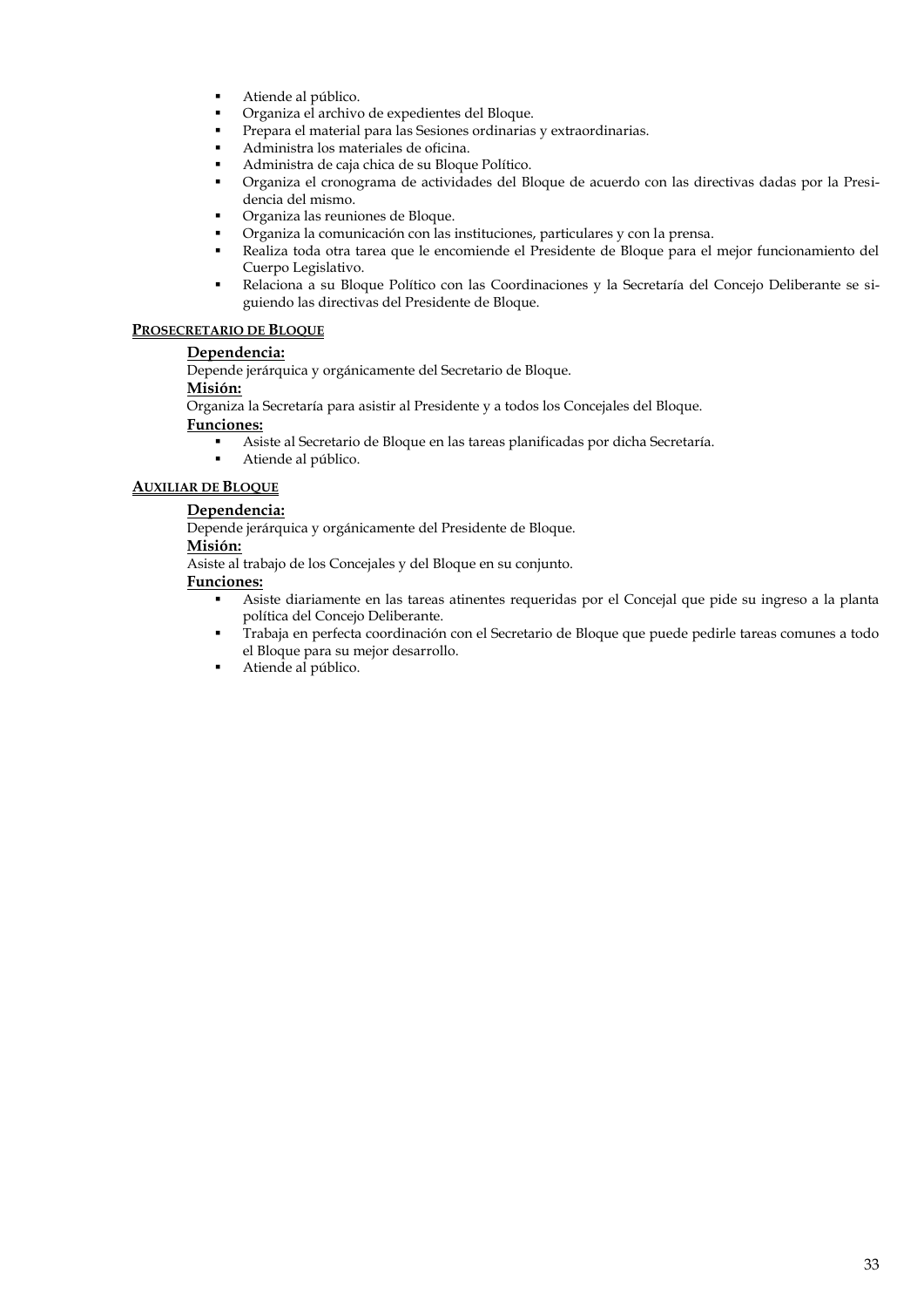- Atiende al público.
- Organiza el archivo de expedientes del Bloque.
- Prepara el material para las Sesiones ordinarias y extraordinarias.
- Administra los materiales de oficina.
- Administra de caja chica de su Bloque Político.
- Organiza el cronograma de actividades del Bloque de acuerdo con las directivas dadas por la Presidencia del mismo.
- Organiza las reuniones de Bloque.
- Organiza la comunicación con las instituciones, particulares y con la prensa.
- Realiza toda otra tarea que le encomiende el Presidente de Bloque para el mejor funcionamiento del Cuerpo Legislativo.
- Relaciona a su Bloque Político con las Coordinaciones y la Secretaría del Concejo Deliberante se siguiendo las directivas del Presidente de Bloque.

**PROSECRETARIO DE BLOQUE**

**Dependencia:**

Depende jerárquica y orgánicamente del Secretario de Bloque.

**Misión:**

Organiza la Secretaría para asistir al Presidente y a todos los Concejales del Bloque.

**Funciones:**

- Asiste al Secretario de Bloque en las tareas planificadas por dicha Secretaría.
- Atiende al público.

**AUXILIAR DE BLOQUE**

**Dependencia:**

Depende jerárquica y orgánicamente del Presidente de Bloque.

**Misión:**

Asiste al trabajo de los Concejales y del Bloque en su conjunto.

**Funciones:**

- Asiste diariamente en las tareas atinentes requeridas por el Concejal que pide su ingreso a la planta política del Concejo Deliberante.
- Trabaja en perfecta coordinación con el Secretario de Bloque que puede pedirle tareas comunes a todo el Bloque para su mejor desarrollo.
- Atiende al público.